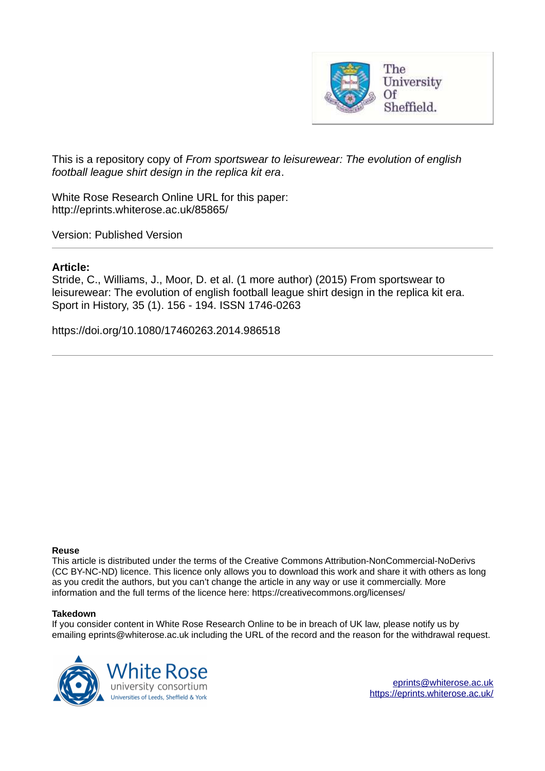This is a repository copy of *From sportswear to leisurewear: The evolution of english football league shirt design in the replica kit era*.

White Rose Research Online URL for this paper:
http://eprints.whiterose.ac.uk/85865/

Version: Published Version

**Article:**

Stride, C., Williams, J., Moor, D. et al. (1 more author) (2015) From sportswear to leisurewear: The evolution of english football league shirt design in the replica kit era. Sport in History, 35 (1). 156 - 194. ISSN 1746-0263

https://doi.org/10.1080/17460263.2014.986518

**Reuse**

This article is distributed under the terms of the Creative Commons Attribution-NonCommercial-NoDerivs (CC BY-NC-ND) licence. This licence only allows you to download this work and share it with others as long as you credit the authors, but you can't change the article in any way or use it commercially. More information and the full terms of the licence here: https://creativecommons.org/licenses/

**Takedown**

If you consider content in White Rose Research Online to be in breach of UK law, please notify us by emailing eprints@whiterose.ac.uk including the URL of the record and the reason for the withdrawal request.

eprints@whiterose.ac.uk
https://eprints.whiterose.ac.uk/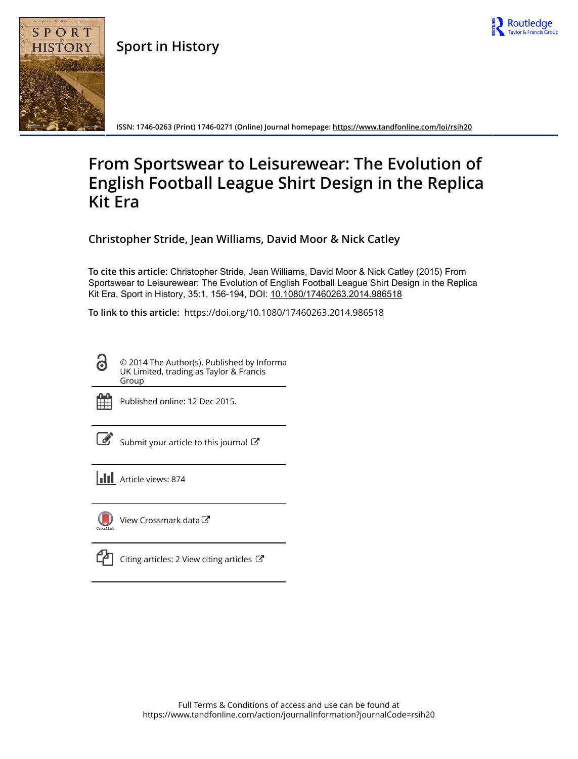# From Sportswear to Leisurewear: The Evolution of English Football League Shirt Design in the Replica Kit Era

**Christopher Stride, Jean Williams, David Moor & Nick Catley**

**To cite this article:** Christopher Stride, Jean Williams, David Moor & Nick Catley (2015) From Sportswear to Leisurewear: The Evolution of English Football League Shirt Design in the Replica Kit Era, Sport in History, 35:1, 156-194, DOI: 10.1080/17460263.2014.986518

**To link to this article:** https://doi.org/10.1080/17460263.2014.986518

© 2014 The Author(s). Published by Informa UK Limited, trading as Taylor & Francis Group

Published online: 12 Dec 2015.

Submit your article to this journal

Article views: 874

View Crossmark data

Citing articles: 2 View citing articles

Full Terms & Conditions of access and use can be found at https://www.tandfonline.com/action/journalInformation?journalCode=rsih20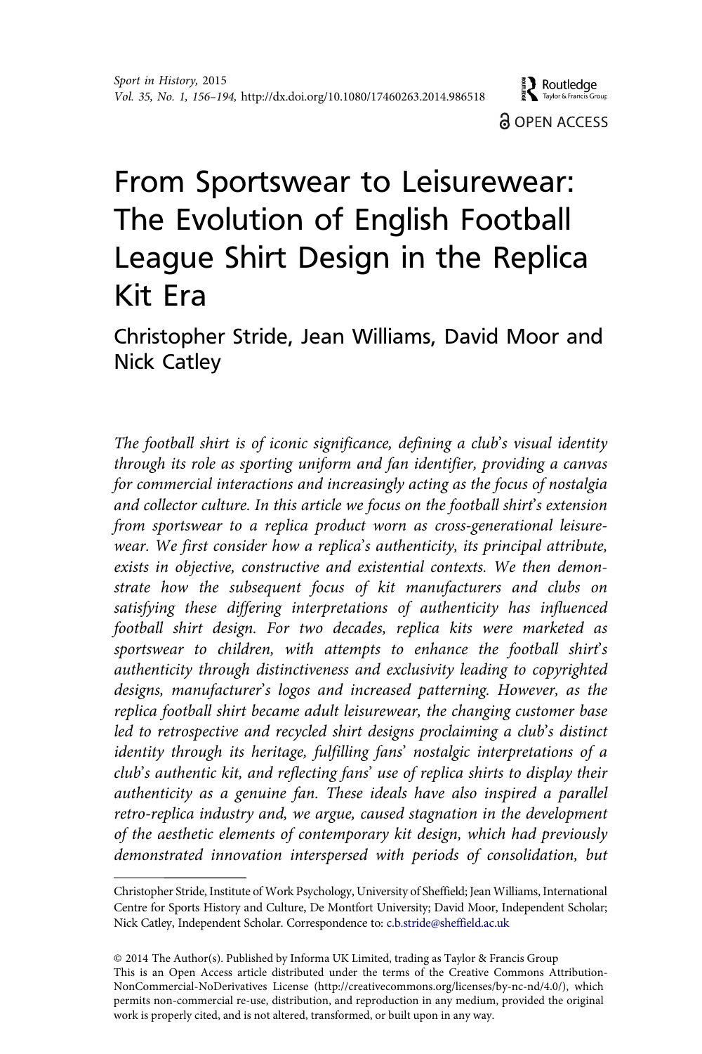# From Sportswear to Leisurewear: The Evolution of English Football League Shirt Design in the Replica Kit Era

Christopher Stride, Jean Williams, David Moor and Nick Catley

*The football shirt is of iconic significance, defining a club's visual identity through its role as sporting uniform and fan identifier, providing a canvas for commercial interactions and increasingly acting as the focus of nostalgia and collector culture. In this article we focus on the football shirt's extension from sportswear to a replica product worn as cross-generational leisurewear. We first consider how a replica's authenticity, its principal attribute, exists in objective, constructive and existential contexts. We then demonstrate how the subsequent focus of kit manufacturers and clubs on satisfying these differing interpretations of authenticity has influenced football shirt design. For two decades, replica kits were marketed as sportswear to children, with attempts to enhance the football shirt's authenticity through distinctiveness and exclusivity leading to copyrighted designs, manufacturer's logos and increased patterning. However, as the replica football shirt became adult leisurewear, the changing customer base led to retrospective and recycled shirt designs proclaiming a club's distinct identity through its heritage, fulfilling fans' nostalgic interpretations of a club's authentic kit, and reflecting fans' use of replica shirts to display their authenticity as a genuine fan. These ideals have also inspired a parallel retro-replica industry and, we argue, caused stagnation in the development of the aesthetic elements of contemporary kit design, which had previously demonstrated innovation interspersed with periods of consolidation, but*

---

Christopher Stride, Institute of Work Psychology, University of Sheffield; Jean Williams, International Centre for Sports History and Culture, De Montfort University; David Moor, Independent Scholar; Nick Catley, Independent Scholar. Correspondence to: c.b.stride@sheffield.ac.uk

© 2014 The Author(s). Published by Informa UK Limited, trading as Taylor & Francis Group
This is an Open Access article distributed under the terms of the Creative Commons Attribution-NonCommercial-NoDerivatives License (http://creativecommons.org/licenses/by-nc-nd/4.0/), which permits non-commercial re-use, distribution, and reproduction in any medium, provided the original work is properly cited, and is not altered, transformed, or built upon in any way.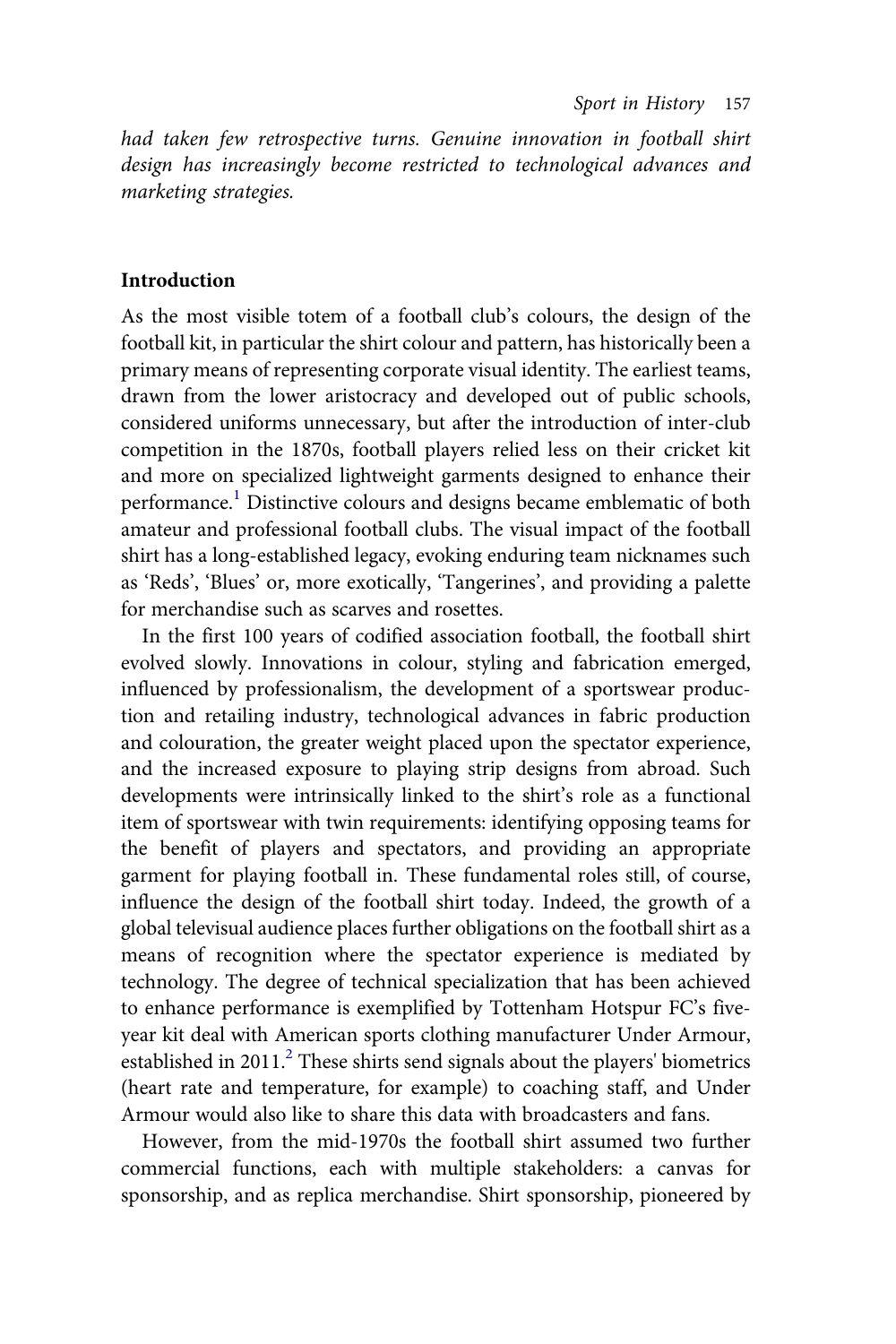*had taken few retrospective turns. Genuine innovation in football shirt design has increasingly become restricted to technological advances and marketing strategies.*

## Introduction

As the most visible totem of a football club's colours, the design of the football kit, in particular the shirt colour and pattern, has historically been a primary means of representing corporate visual identity. The earliest teams, drawn from the lower aristocracy and developed out of public schools, considered uniforms unnecessary, but after the introduction of inter-club competition in the 1870s, football players relied less on their cricket kit and more on specialized lightweight garments designed to enhance their performance.[1] Distinctive colours and designs became emblematic of both amateur and professional football clubs. The visual impact of the football shirt has a long-established legacy, evoking enduring team nicknames such as 'Reds', 'Blues' or, more exotically, 'Tangerines', and providing a palette for merchandise such as scarves and rosettes.

In the first 100 years of codified association football, the football shirt evolved slowly. Innovations in colour, styling and fabrication emerged, influenced by professionalism, the development of a sportswear production and retailing industry, technological advances in fabric production and colouration, the greater weight placed upon the spectator experience, and the increased exposure to playing strip designs from abroad. Such developments were intrinsically linked to the shirt's role as a functional item of sportswear with twin requirements: identifying opposing teams for the benefit of players and spectators, and providing an appropriate garment for playing football in. These fundamental roles still, of course, influence the design of the football shirt today. Indeed, the growth of a global televisual audience places further obligations on the football shirt as a means of recognition where the spectator experience is mediated by technology. The degree of technical specialization that has been achieved to enhance performance is exemplified by Tottenham Hotspur FC's five-year kit deal with American sports clothing manufacturer Under Armour, established in 2011.[2] These shirts send signals about the players' biometrics (heart rate and temperature, for example) to coaching staff, and Under Armour would also like to share this data with broadcasters and fans.

However, from the mid-1970s the football shirt assumed two further commercial functions, each with multiple stakeholders: a canvas for sponsorship, and as replica merchandise. Shirt sponsorship, pioneered by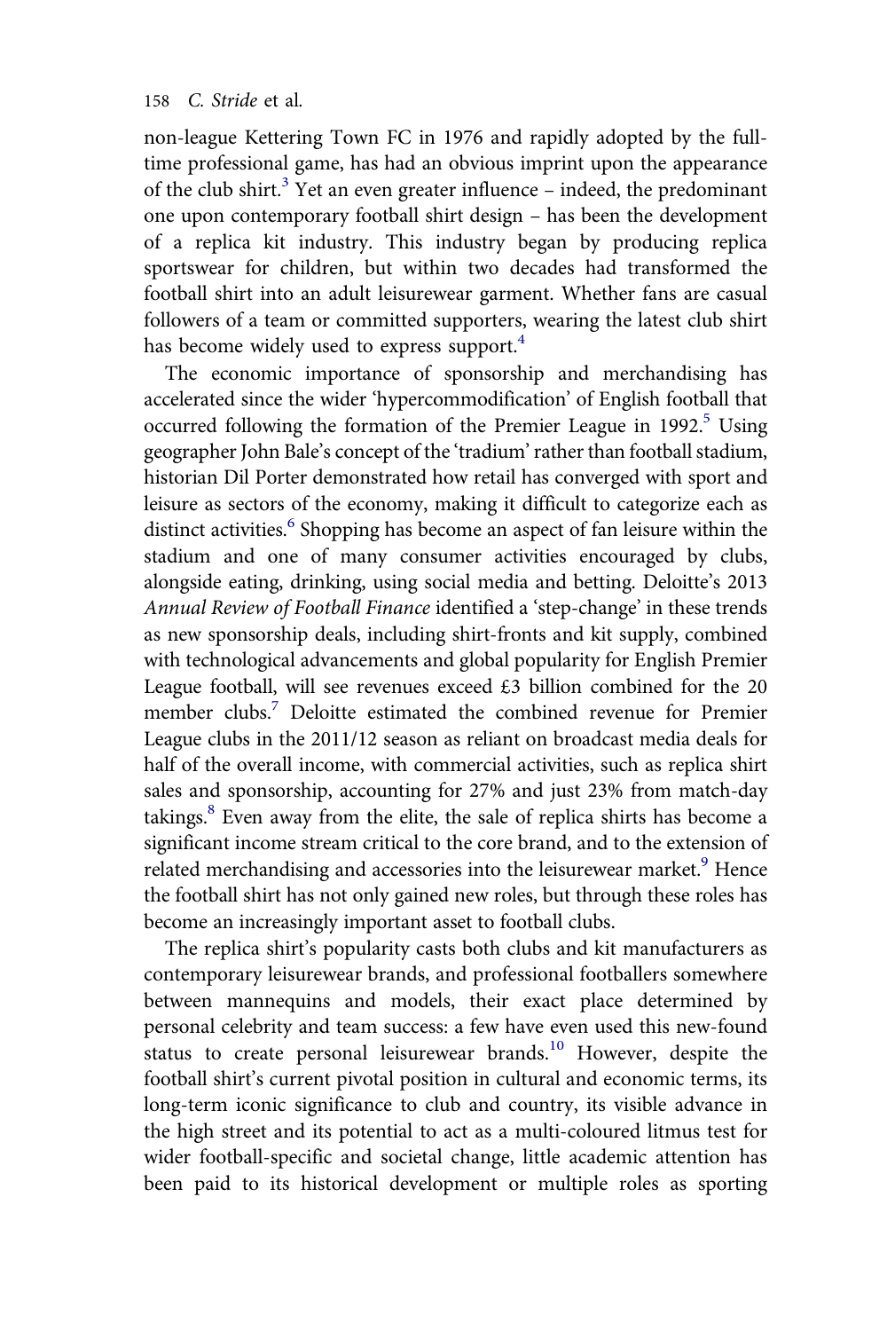non-league Kettering Town FC in 1976 and rapidly adopted by the full-time professional game, has had an obvious imprint upon the appearance of the club shirt.[3] Yet an even greater influence – indeed, the predominant one upon contemporary football shirt design – has been the development of a replica kit industry. This industry began by producing replica sportswear for children, but within two decades had transformed the football shirt into an adult leisurewear garment. Whether fans are casual followers of a team or committed supporters, wearing the latest club shirt has become widely used to express support.[4]

The economic importance of sponsorship and merchandising has accelerated since the wider 'hypercommodification' of English football that occurred following the formation of the Premier League in 1992.[5] Using geographer John Bale's concept of the 'tradium' rather than football stadium, historian Dil Porter demonstrated how retail has converged with sport and leisure as sectors of the economy, making it difficult to categorize each as distinct activities.[6] Shopping has become an aspect of fan leisure within the stadium and one of many consumer activities encouraged by clubs, alongside eating, drinking, using social media and betting. Deloitte's 2013 *Annual Review of Football Finance* identified a 'step-change' in these trends as new sponsorship deals, including shirt-fronts and kit supply, combined with technological advancements and global popularity for English Premier League football, will see revenues exceed £3 billion combined for the 20 member clubs.[7] Deloitte estimated the combined revenue for Premier League clubs in the 2011/12 season as reliant on broadcast media deals for half of the overall income, with commercial activities, such as replica shirt sales and sponsorship, accounting for 27% and just 23% from match-day takings.[8] Even away from the elite, the sale of replica shirts has become a significant income stream critical to the core brand, and to the extension of related merchandising and accessories into the leisurewear market.[9] Hence the football shirt has not only gained new roles, but through these roles has become an increasingly important asset to football clubs.

The replica shirt's popularity casts both clubs and kit manufacturers as contemporary leisurewear brands, and professional footballers somewhere between mannequins and models, their exact place determined by personal celebrity and team success: a few have even used this new-found status to create personal leisurewear brands.[10] However, despite the football shirt's current pivotal position in cultural and economic terms, its long-term iconic significance to club and country, its visible advance in the high street and its potential to act as a multi-coloured litmus test for wider football-specific and societal change, little academic attention has been paid to its historical development or multiple roles as sporting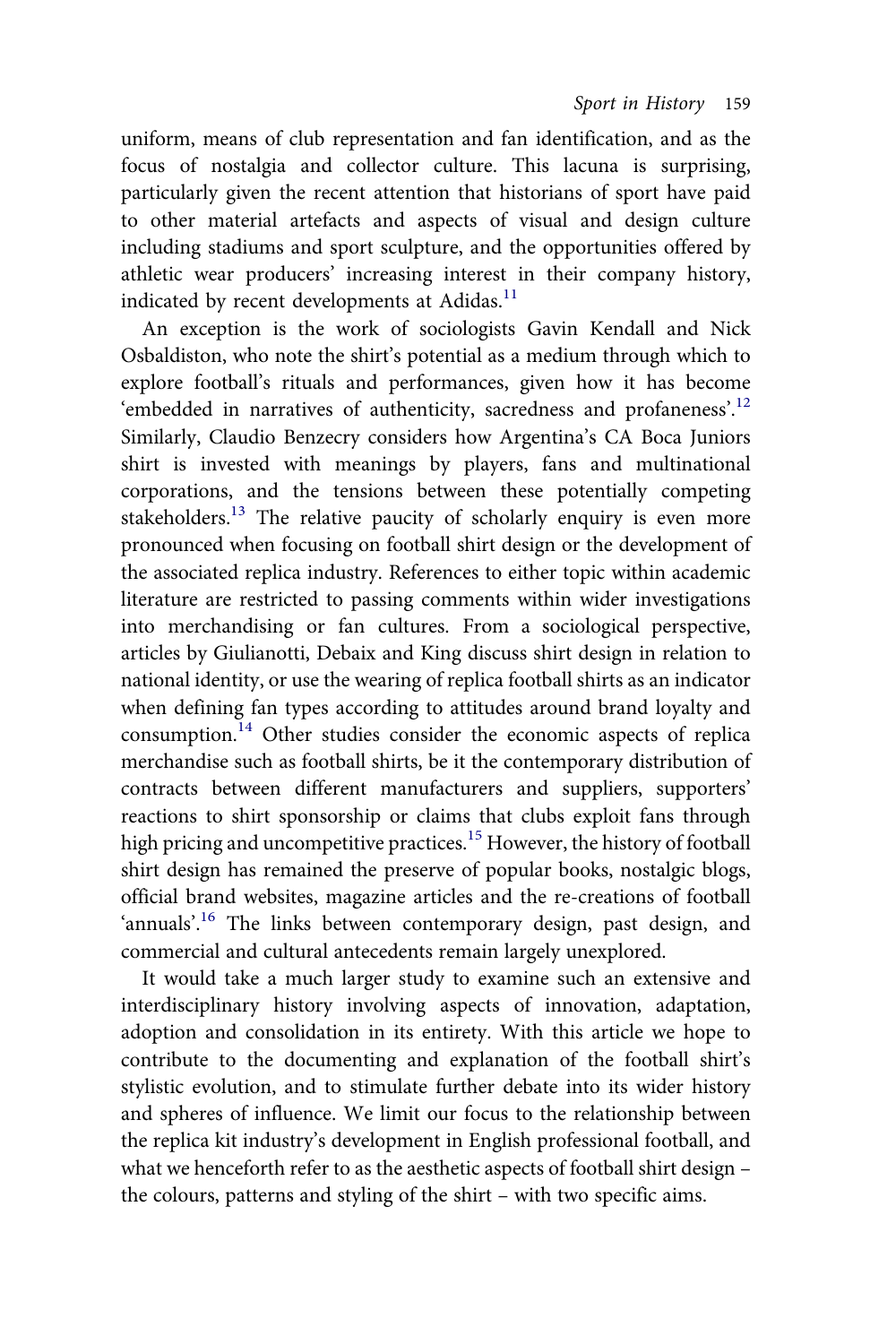uniform, means of club representation and fan identification, and as the focus of nostalgia and collector culture. This lacuna is surprising, particularly given the recent attention that historians of sport have paid to other material artefacts and aspects of visual and design culture including stadiums and sport sculpture, and the opportunities offered by athletic wear producers' increasing interest in their company history, indicated by recent developments at Adidas.[11]

An exception is the work of sociologists Gavin Kendall and Nick Osbaldiston, who note the shirt's potential as a medium through which to explore football's rituals and performances, given how it has become 'embedded in narratives of authenticity, sacredness and profaneness'.[12] Similarly, Claudio Benzecry considers how Argentina's CA Boca Juniors shirt is invested with meanings by players, fans and multinational corporations, and the tensions between these potentially competing stakeholders.[13] The relative paucity of scholarly enquiry is even more pronounced when focusing on football shirt design or the development of the associated replica industry. References to either topic within academic literature are restricted to passing comments within wider investigations into merchandising or fan cultures. From a sociological perspective, articles by Giulianotti, Debaix and King discuss shirt design in relation to national identity, or use the wearing of replica football shirts as an indicator when defining fan types according to attitudes around brand loyalty and consumption.[14] Other studies consider the economic aspects of replica merchandise such as football shirts, be it the contemporary distribution of contracts between different manufacturers and suppliers, supporters' reactions to shirt sponsorship or claims that clubs exploit fans through high pricing and uncompetitive practices.[15] However, the history of football shirt design has remained the preserve of popular books, nostalgic blogs, official brand websites, magazine articles and the re-creations of football 'annuals'.[16] The links between contemporary design, past design, and commercial and cultural antecedents remain largely unexplored.

It would take a much larger study to examine such an extensive and interdisciplinary history involving aspects of innovation, adaptation, adoption and consolidation in its entirety. With this article we hope to contribute to the documenting and explanation of the football shirt's stylistic evolution, and to stimulate further debate into its wider history and spheres of influence. We limit our focus to the relationship between the replica kit industry's development in English professional football, and what we henceforth refer to as the aesthetic aspects of football shirt design – the colours, patterns and styling of the shirt – with two specific aims.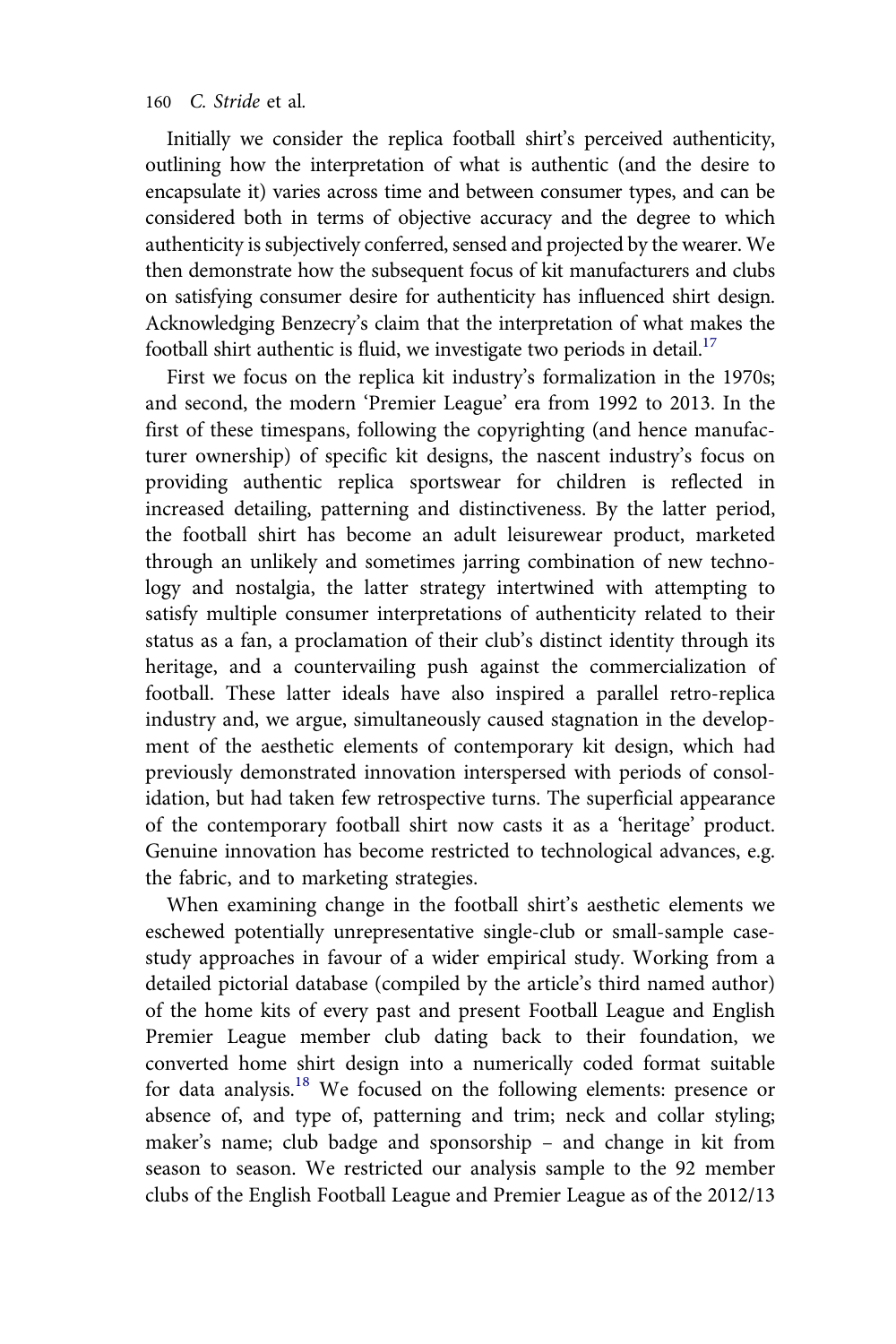Initially we consider the replica football shirt's perceived authenticity, outlining how the interpretation of what is authentic (and the desire to encapsulate it) varies across time and between consumer types, and can be considered both in terms of objective accuracy and the degree to which authenticity is subjectively conferred, sensed and projected by the wearer. We then demonstrate how the subsequent focus of kit manufacturers and clubs on satisfying consumer desire for authenticity has influenced shirt design. Acknowledging Benzecry's claim that the interpretation of what makes the football shirt authentic is fluid, we investigate two periods in detail.[17]

First we focus on the replica kit industry's formalization in the 1970s; and second, the modern 'Premier League' era from 1992 to 2013. In the first of these timespans, following the copyrighting (and hence manufacturer ownership) of specific kit designs, the nascent industry's focus on providing authentic replica sportswear for children is reflected in increased detailing, patterning and distinctiveness. By the latter period, the football shirt has become an adult leisurewear product, marketed through an unlikely and sometimes jarring combination of new technology and nostalgia, the latter strategy intertwined with attempting to satisfy multiple consumer interpretations of authenticity related to their status as a fan, a proclamation of their club's distinct identity through its heritage, and a countervailing push against the commercialization of football. These latter ideals have also inspired a parallel retro-replica industry and, we argue, simultaneously caused stagnation in the development of the aesthetic elements of contemporary kit design, which had previously demonstrated innovation interspersed with periods of consolidation, but had taken few retrospective turns. The superficial appearance of the contemporary football shirt now casts it as a 'heritage' product. Genuine innovation has become restricted to technological advances, e.g. the fabric, and to marketing strategies.

When examining change in the football shirt's aesthetic elements we eschewed potentially unrepresentative single-club or small-sample case-study approaches in favour of a wider empirical study. Working from a detailed pictorial database (compiled by the article's third named author) of the home kits of every past and present Football League and English Premier League member club dating back to their foundation, we converted home shirt design into a numerically coded format suitable for data analysis.[18] We focused on the following elements: presence or absence of, and type of, patterning and trim; neck and collar styling; maker's name; club badge and sponsorship – and change in kit from season to season. We restricted our analysis sample to the 92 member clubs of the English Football League and Premier League as of the 2012/13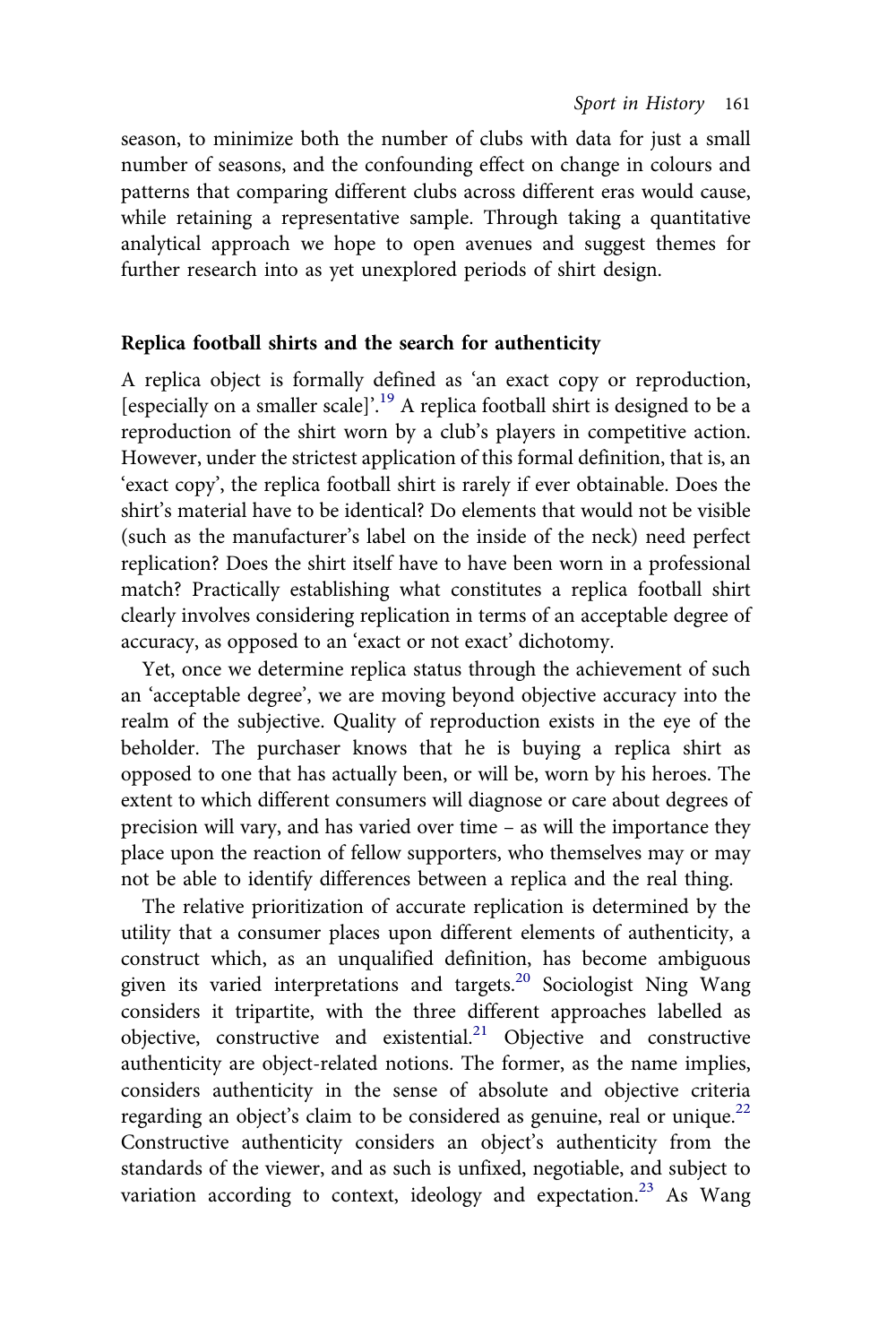season, to minimize both the number of clubs with data for just a small number of seasons, and the confounding effect on change in colours and patterns that comparing different clubs across different eras would cause, while retaining a representative sample. Through taking a quantitative analytical approach we hope to open avenues and suggest themes for further research into as yet unexplored periods of shirt design.

## Replica football shirts and the search for authenticity

A replica object is formally defined as 'an exact copy or reproduction, [especially on a smaller scale]'.[19] A replica football shirt is designed to be a reproduction of the shirt worn by a club's players in competitive action. However, under the strictest application of this formal definition, that is, an 'exact copy', the replica football shirt is rarely if ever obtainable. Does the shirt's material have to be identical? Do elements that would not be visible (such as the manufacturer's label on the inside of the neck) need perfect replication? Does the shirt itself have to have been worn in a professional match? Practically establishing what constitutes a replica football shirt clearly involves considering replication in terms of an acceptable degree of accuracy, as opposed to an 'exact or not exact' dichotomy.

Yet, once we determine replica status through the achievement of such an 'acceptable degree', we are moving beyond objective accuracy into the realm of the subjective. Quality of reproduction exists in the eye of the beholder. The purchaser knows that he is buying a replica shirt as opposed to one that has actually been, or will be, worn by his heroes. The extent to which different consumers will diagnose or care about degrees of precision will vary, and has varied over time – as will the importance they place upon the reaction of fellow supporters, who themselves may or may not be able to identify differences between a replica and the real thing.

The relative prioritization of accurate replication is determined by the utility that a consumer places upon different elements of authenticity, a construct which, as an unqualified definition, has become ambiguous given its varied interpretations and targets.[20] Sociologist Ning Wang considers it tripartite, with the three different approaches labelled as objective, constructive and existential.[21] Objective and constructive authenticity are object-related notions. The former, as the name implies, considers authenticity in the sense of absolute and objective criteria regarding an object's claim to be considered as genuine, real or unique.[22] Constructive authenticity considers an object's authenticity from the standards of the viewer, and as such is unfixed, negotiable, and subject to variation according to context, ideology and expectation.[23] As Wang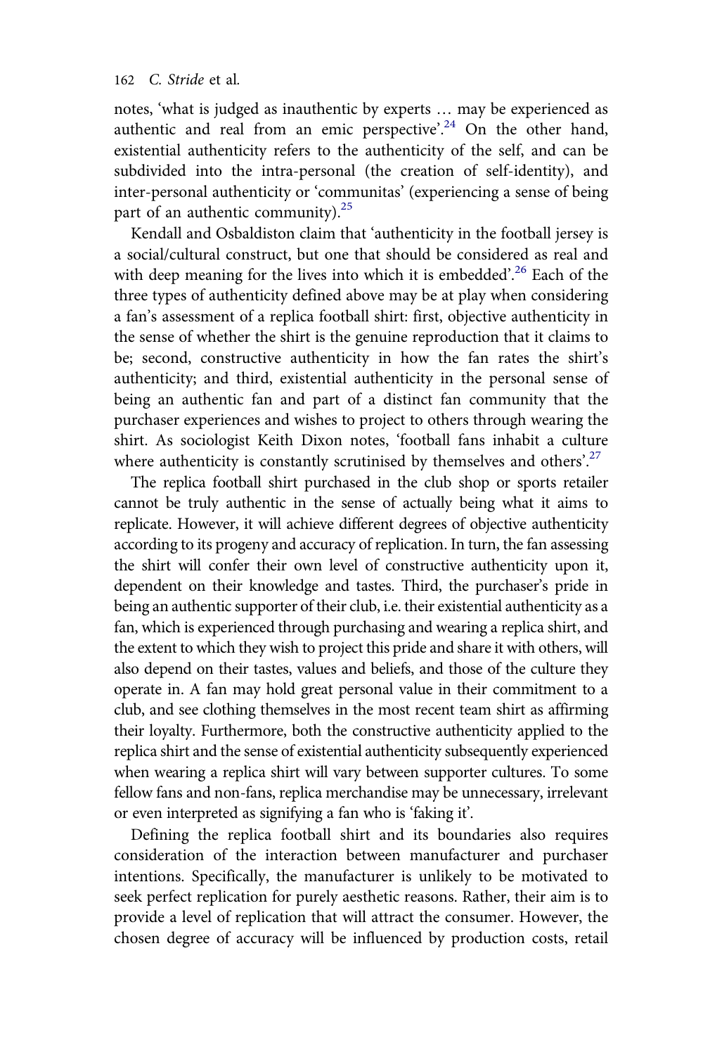notes, 'what is judged as inauthentic by experts … may be experienced as authentic and real from an emic perspective'.[24] On the other hand, existential authenticity refers to the authenticity of the self, and can be subdivided into the intra-personal (the creation of self-identity), and inter-personal authenticity or 'communitas' (experiencing a sense of being part of an authentic community).[25]

Kendall and Osbaldiston claim that 'authenticity in the football jersey is a social/cultural construct, but one that should be considered as real and with deep meaning for the lives into which it is embedded'.[26] Each of the three types of authenticity defined above may be at play when considering a fan's assessment of a replica football shirt: first, objective authenticity in the sense of whether the shirt is the genuine reproduction that it claims to be; second, constructive authenticity in how the fan rates the shirt's authenticity; and third, existential authenticity in the personal sense of being an authentic fan and part of a distinct fan community that the purchaser experiences and wishes to project to others through wearing the shirt. As sociologist Keith Dixon notes, 'football fans inhabit a culture where authenticity is constantly scrutinised by themselves and others'.[27]

The replica football shirt purchased in the club shop or sports retailer cannot be truly authentic in the sense of actually being what it aims to replicate. However, it will achieve different degrees of objective authenticity according to its progeny and accuracy of replication. In turn, the fan assessing the shirt will confer their own level of constructive authenticity upon it, dependent on their knowledge and tastes. Third, the purchaser's pride in being an authentic supporter of their club, i.e. their existential authenticity as a fan, which is experienced through purchasing and wearing a replica shirt, and the extent to which they wish to project this pride and share it with others, will also depend on their tastes, values and beliefs, and those of the culture they operate in. A fan may hold great personal value in their commitment to a club, and see clothing themselves in the most recent team shirt as affirming their loyalty. Furthermore, both the constructive authenticity applied to the replica shirt and the sense of existential authenticity subsequently experienced when wearing a replica shirt will vary between supporter cultures. To some fellow fans and non-fans, replica merchandise may be unnecessary, irrelevant or even interpreted as signifying a fan who is 'faking it'.

Defining the replica football shirt and its boundaries also requires consideration of the interaction between manufacturer and purchaser intentions. Specifically, the manufacturer is unlikely to be motivated to seek perfect replication for purely aesthetic reasons. Rather, their aim is to provide a level of replication that will attract the consumer. However, the chosen degree of accuracy will be influenced by production costs, retail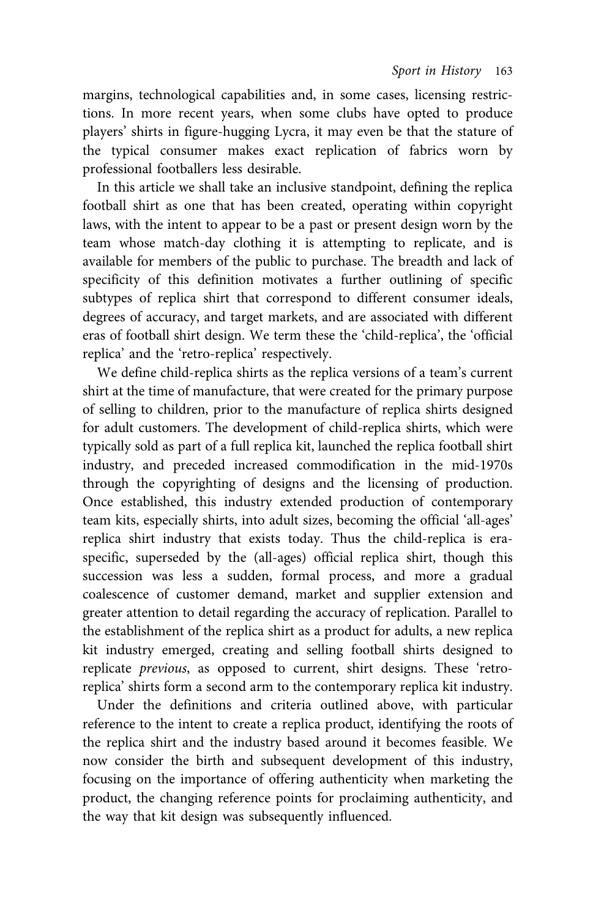margins, technological capabilities and, in some cases, licensing restrictions. In more recent years, when some clubs have opted to produce players' shirts in figure-hugging Lycra, it may even be that the stature of the typical consumer makes exact replication of fabrics worn by professional footballers less desirable.

In this article we shall take an inclusive standpoint, defining the replica football shirt as one that has been created, operating within copyright laws, with the intent to appear to be a past or present design worn by the team whose match-day clothing it is attempting to replicate, and is available for members of the public to purchase. The breadth and lack of specificity of this definition motivates a further outlining of specific subtypes of replica shirt that correspond to different consumer ideals, degrees of accuracy, and target markets, and are associated with different eras of football shirt design. We term these the 'child-replica', the 'official replica' and the 'retro-replica' respectively.

We define child-replica shirts as the replica versions of a team's current shirt at the time of manufacture, that were created for the primary purpose of selling to children, prior to the manufacture of replica shirts designed for adult customers. The development of child-replica shirts, which were typically sold as part of a full replica kit, launched the replica football shirt industry, and preceded increased commodification in the mid-1970s through the copyrighting of designs and the licensing of production. Once established, this industry extended production of contemporary team kits, especially shirts, into adult sizes, becoming the official 'all-ages' replica shirt industry that exists today. Thus the child-replica is era-specific, superseded by the (all-ages) official replica shirt, though this succession was less a sudden, formal process, and more a gradual coalescence of customer demand, market and supplier extension and greater attention to detail regarding the accuracy of replication. Parallel to the establishment of the replica shirt as a product for adults, a new replica kit industry emerged, creating and selling football shirts designed to replicate *previous*, as opposed to current, shirt designs. These 'retro-replica' shirts form a second arm to the contemporary replica kit industry.

Under the definitions and criteria outlined above, with particular reference to the intent to create a replica product, identifying the roots of the replica shirt and the industry based around it becomes feasible. We now consider the birth and subsequent development of this industry, focusing on the importance of offering authenticity when marketing the product, the changing reference points for proclaiming authenticity, and the way that kit design was subsequently influenced.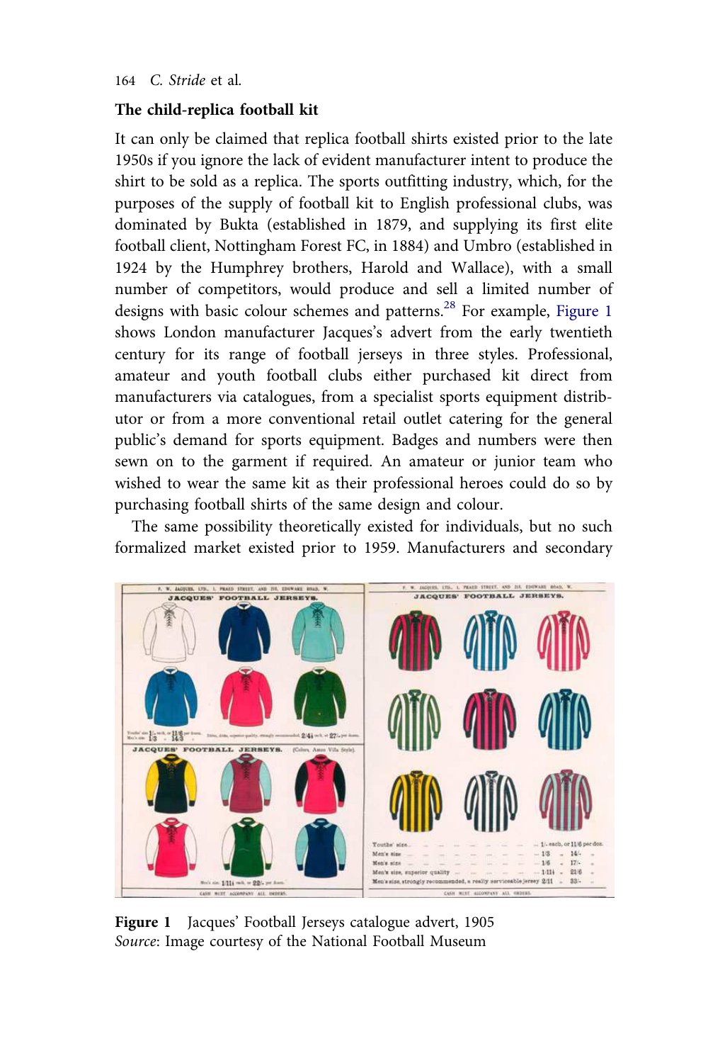## The child-replica football kit

It can only be claimed that replica football shirts existed prior to the late 1950s if you ignore the lack of evident manufacturer intent to produce the shirt to be sold as a replica. The sports outfitting industry, which, for the purposes of the supply of football kit to English professional clubs, was dominated by Bukta (established in 1879, and supplying its first elite football client, Nottingham Forest FC, in 1884) and Umbro (established in 1924 by the Humphrey brothers, Harold and Wallace), with a small number of competitors, would produce and sell a limited number of designs with basic colour schemes and patterns.[28] For example, Figure 1 shows London manufacturer Jacques's advert from the early twentieth century for its range of football jerseys in three styles. Professional, amateur and youth football clubs either purchased kit direct from manufacturers via catalogues, from a specialist sports equipment distributor or from a more conventional retail outlet catering for the general public's demand for sports equipment. Badges and numbers were then sewn on to the garment if required. An amateur or junior team who wished to wear the same kit as their professional heroes could do so by purchasing football shirts of the same design and colour.

The same possibility theoretically existed for individuals, but no such formalized market existed prior to 1959. Manufacturers and secondary

**Figure 1** Jacques' Football Jerseys catalogue advert, 1905
*Source*: Image courtesy of the National Football Museum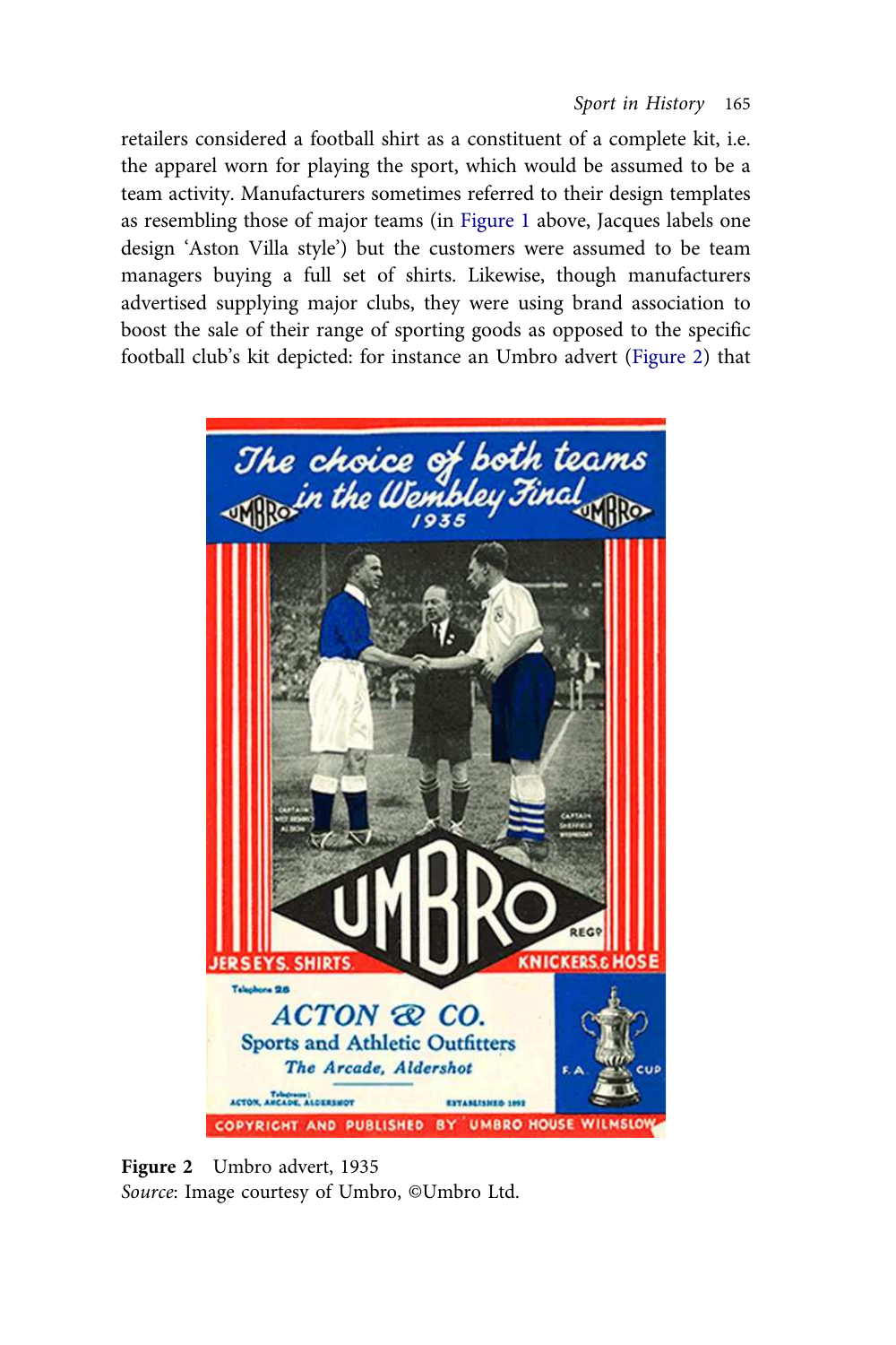retailers considered a football shirt as a constituent of a complete kit, i.e. the apparel worn for playing the sport, which would be assumed to be a team activity. Manufacturers sometimes referred to their design templates as resembling those of major teams (in Figure 1 above, Jacques labels one design 'Aston Villa style') but the customers were assumed to be team managers buying a full set of shirts. Likewise, though manufacturers advertised supplying major clubs, they were using brand association to boost the sale of their range of sporting goods as opposed to the specific football club's kit depicted: for instance an Umbro advert (Figure 2) that

**Figure 2** Umbro advert, 1935
*Source*: Image courtesy of Umbro, ©Umbro Ltd.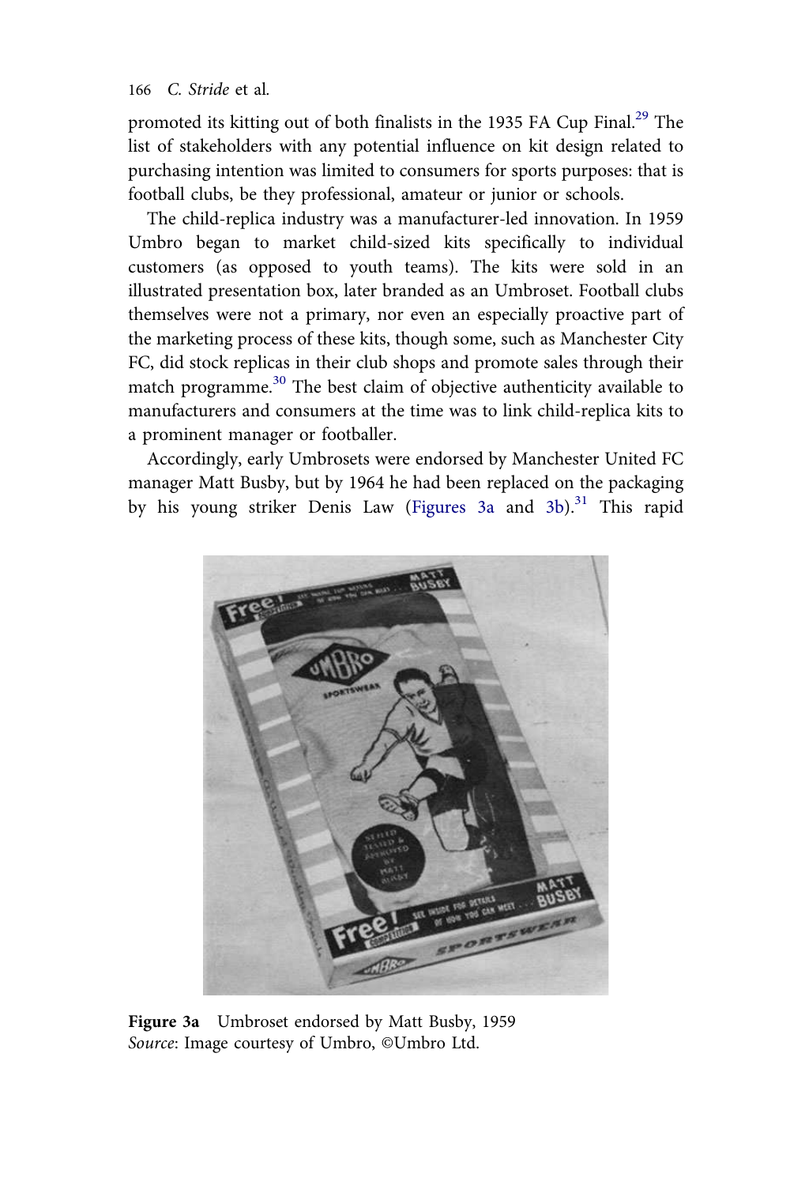promoted its kitting out of both finalists in the 1935 FA Cup Final.[29] The list of stakeholders with any potential influence on kit design related to purchasing intention was limited to consumers for sports purposes: that is football clubs, be they professional, amateur or junior or schools.

The child-replica industry was a manufacturer-led innovation. In 1959 Umbro began to market child-sized kits specifically to individual customers (as opposed to youth teams). The kits were sold in an illustrated presentation box, later branded as an Umbroset. Football clubs themselves were not a primary, nor even an especially proactive part of the marketing process of these kits, though some, such as Manchester City FC, did stock replicas in their club shops and promote sales through their match programme.[30] The best claim of objective authenticity available to manufacturers and consumers at the time was to link child-replica kits to a prominent manager or footballer.

Accordingly, early Umbrosets were endorsed by Manchester United FC manager Matt Busby, but by 1964 he had been replaced on the packaging by his young striker Denis Law (Figures 3a and 3b).[31] This rapid

**Figure 3a** Umbroset endorsed by Matt Busby, 1959
*Source*: Image courtesy of Umbro, ©Umbro Ltd.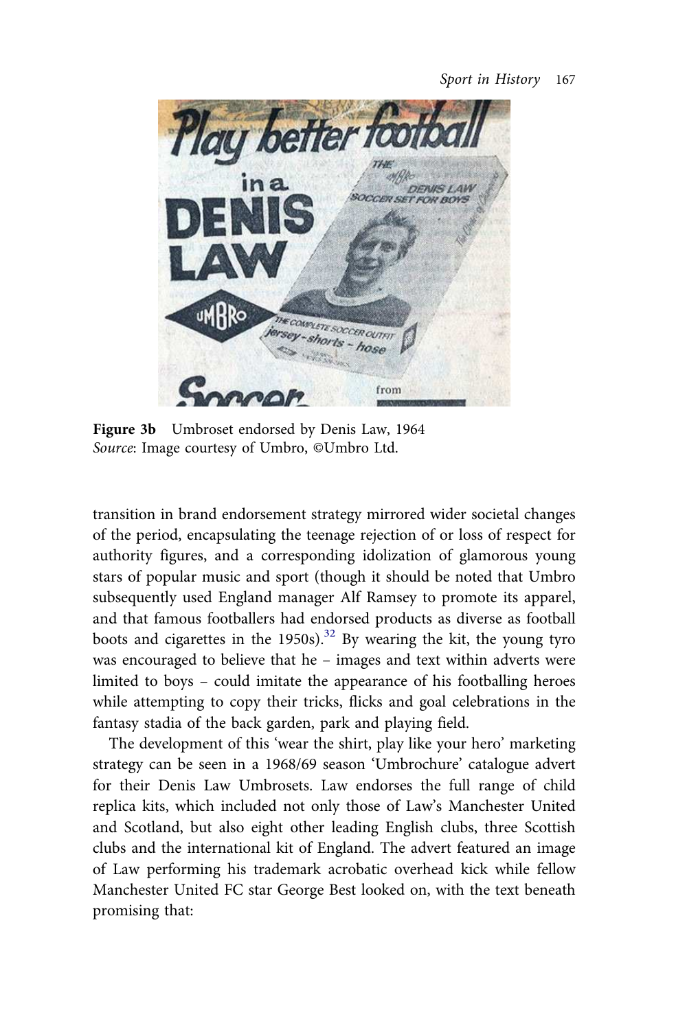**Figure 3b** Umbroset endorsed by Denis Law, 1964
*Source*: Image courtesy of Umbro, ©Umbro Ltd.

transition in brand endorsement strategy mirrored wider societal changes of the period, encapsulating the teenage rejection of or loss of respect for authority figures, and a corresponding idolization of glamorous young stars of popular music and sport (though it should be noted that Umbro subsequently used England manager Alf Ramsey to promote its apparel, and that famous footballers had endorsed products as diverse as football boots and cigarettes in the 1950s).[32] By wearing the kit, the young tyro was encouraged to believe that he – images and text within adverts were limited to boys – could imitate the appearance of his footballing heroes while attempting to copy their tricks, flicks and goal celebrations in the fantasy stadia of the back garden, park and playing field.

The development of this 'wear the shirt, play like your hero' marketing strategy can be seen in a 1968/69 season 'Umbrochure' catalogue advert for their Denis Law Umbrosets. Law endorses the full range of child replica kits, which included not only those of Law's Manchester United and Scotland, but also eight other leading English clubs, three Scottish clubs and the international kit of England. The advert featured an image of Law performing his trademark acrobatic overhead kick while fellow Manchester United FC star George Best looked on, with the text beneath promising that: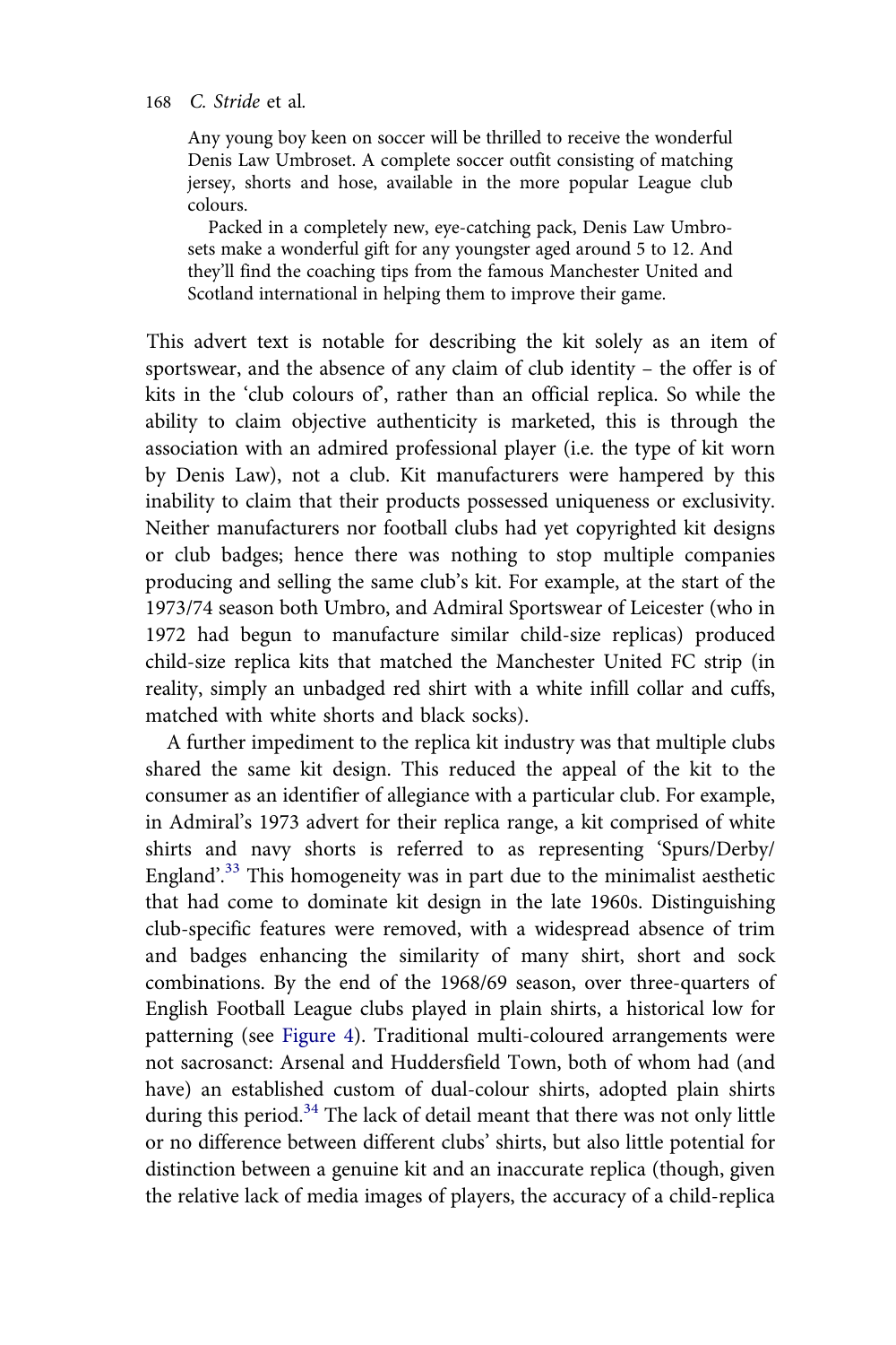> Any young boy keen on soccer will be thrilled to receive the wonderful Denis Law Umbroset. A complete soccer outfit consisting of matching jersey, shorts and hose, available in the more popular League club colours.
>
> Packed in a completely new, eye-catching pack, Denis Law Umbrosets make a wonderful gift for any youngster aged around 5 to 12. And they'll find the coaching tips from the famous Manchester United and Scotland international in helping them to improve their game.

This advert text is notable for describing the kit solely as an item of sportswear, and the absence of any claim of club identity – the offer is of kits in the 'club colours of', rather than an official replica. So while the ability to claim objective authenticity is marketed, this is through the association with an admired professional player (i.e. the type of kit worn by Denis Law), not a club. Kit manufacturers were hampered by this inability to claim that their products possessed uniqueness or exclusivity. Neither manufacturers nor football clubs had yet copyrighted kit designs or club badges; hence there was nothing to stop multiple companies producing and selling the same club's kit. For example, at the start of the 1973/74 season both Umbro, and Admiral Sportswear of Leicester (who in 1972 had begun to manufacture similar child-size replicas) produced child-size replica kits that matched the Manchester United FC strip (in reality, simply an unbadged red shirt with a white infill collar and cuffs, matched with white shorts and black socks).

A further impediment to the replica kit industry was that multiple clubs shared the same kit design. This reduced the appeal of the kit to the consumer as an identifier of allegiance with a particular club. For example, in Admiral's 1973 advert for their replica range, a kit comprised of white shirts and navy shorts is referred to as representing 'Spurs/Derby/England'.[33] This homogeneity was in part due to the minimalist aesthetic that had come to dominate kit design in the late 1960s. Distinguishing club-specific features were removed, with a widespread absence of trim and badges enhancing the similarity of many shirt, short and sock combinations. By the end of the 1968/69 season, over three-quarters of English Football League clubs played in plain shirts, a historical low for patterning (see Figure 4). Traditional multi-coloured arrangements were not sacrosanct: Arsenal and Huddersfield Town, both of whom had (and have) an established custom of dual-colour shirts, adopted plain shirts during this period.[34] The lack of detail meant that there was not only little or no difference between different clubs' shirts, but also little potential for distinction between a genuine kit and an inaccurate replica (though, given the relative lack of media images of players, the accuracy of a child-replica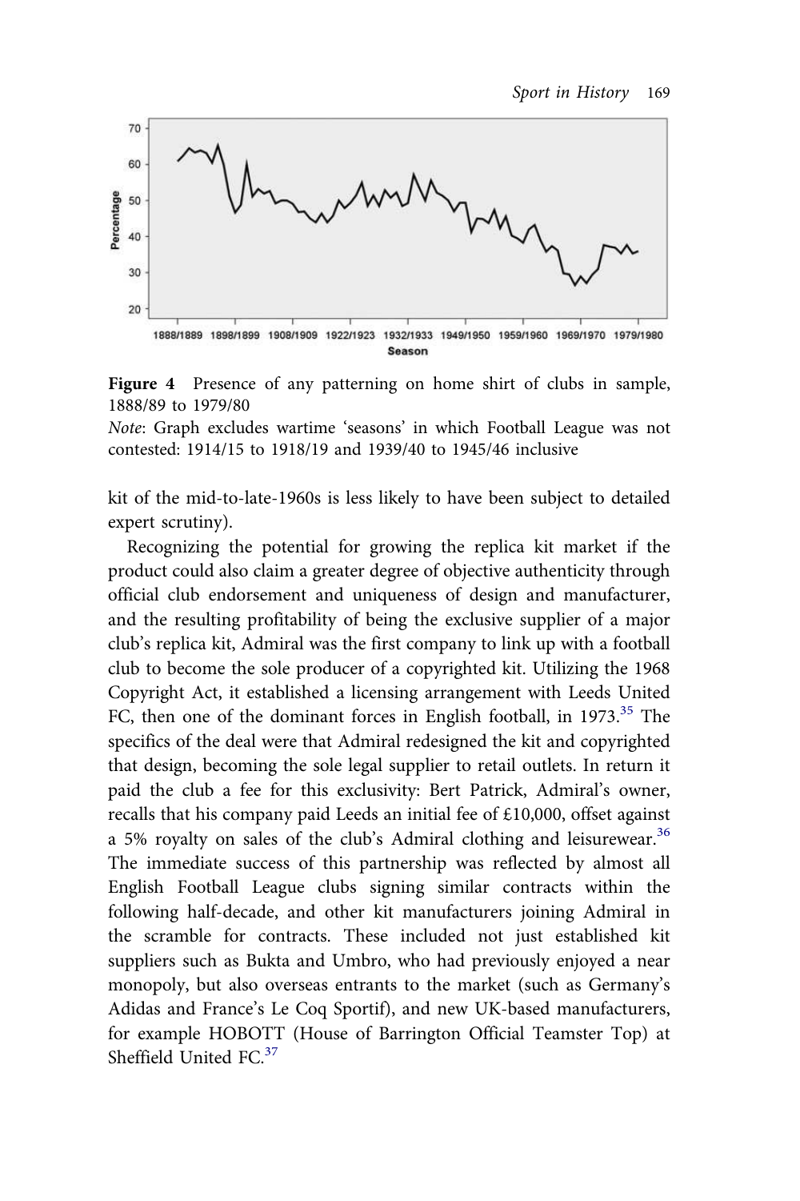Figure 4 Presence of any patterning on home shirt of clubs in sample, 1888/89 to 1979/80

*Note*: Graph excludes wartime 'seasons' in which Football League was not contested: 1914/15 to 1918/19 and 1939/40 to 1945/46 inclusive

kit of the mid-to-late-1960s is less likely to have been subject to detailed expert scrutiny).

Recognizing the potential for growing the replica kit market if the product could also claim a greater degree of objective authenticity through official club endorsement and uniqueness of design and manufacturer, and the resulting profitability of being the exclusive supplier of a major club's replica kit, Admiral was the first company to link up with a football club to become the sole producer of a copyrighted kit. Utilizing the 1968 Copyright Act, it established a licensing arrangement with Leeds United FC, then one of the dominant forces in English football, in 1973.[35] The specifics of the deal were that Admiral redesigned the kit and copyrighted that design, becoming the sole legal supplier to retail outlets. In return it paid the club a fee for this exclusivity: Bert Patrick, Admiral's owner, recalls that his company paid Leeds an initial fee of £10,000, offset against a 5% royalty on sales of the club's Admiral clothing and leisurewear.[36] The immediate success of this partnership was reflected by almost all English Football League clubs signing similar contracts within the following half-decade, and other kit manufacturers joining Admiral in the scramble for contracts. These included not just established kit suppliers such as Bukta and Umbro, who had previously enjoyed a near monopoly, but also overseas entrants to the market (such as Germany's Adidas and France's Le Coq Sportif), and new UK-based manufacturers, for example HOBOTT (House of Barrington Official Teamster Top) at Sheffield United FC.[37]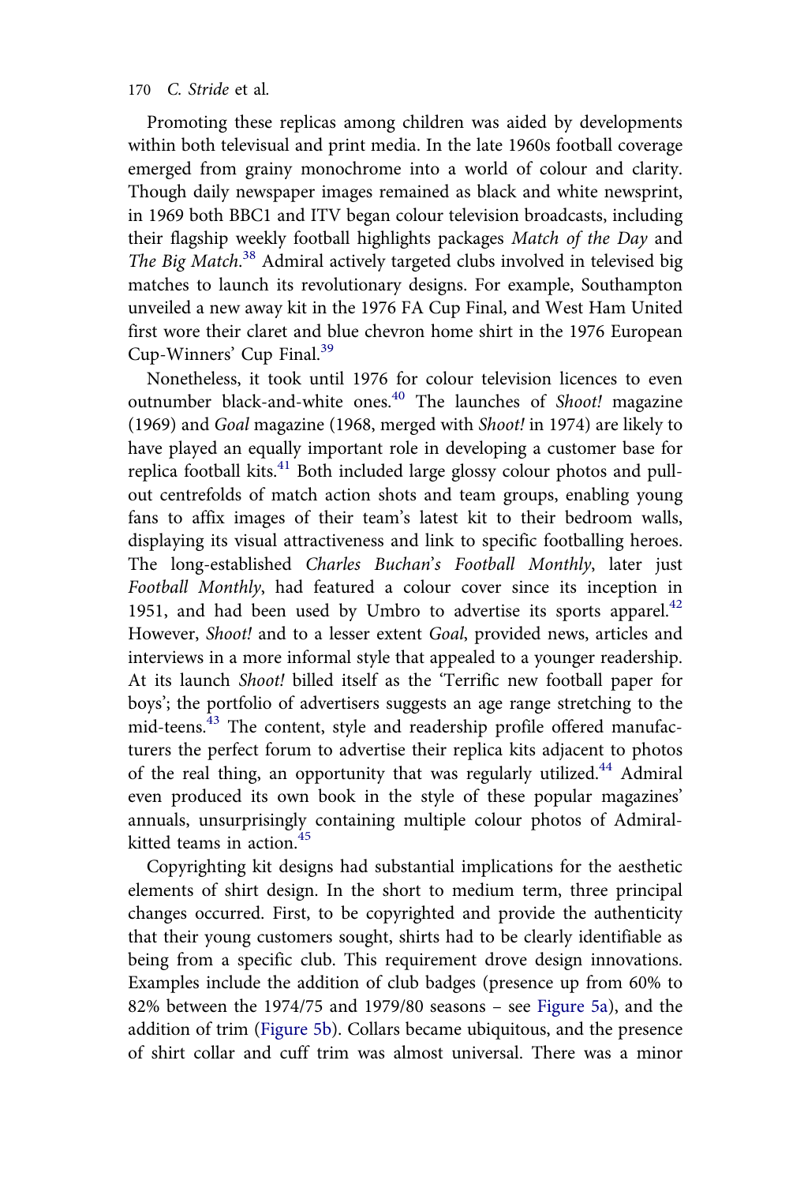Promoting these replicas among children was aided by developments within both televisual and print media. In the late 1960s football coverage emerged from grainy monochrome into a world of colour and clarity. Though daily newspaper images remained as black and white newsprint, in 1969 both BBC1 and ITV began colour television broadcasts, including their flagship weekly football highlights packages *Match of the Day* and *The Big Match*.[38] Admiral actively targeted clubs involved in televised big matches to launch its revolutionary designs. For example, Southampton unveiled a new away kit in the 1976 FA Cup Final, and West Ham United first wore their claret and blue chevron home shirt in the 1976 European Cup-Winners' Cup Final.[39]

Nonetheless, it took until 1976 for colour television licences to even outnumber black-and-white ones.[40] The launches of *Shoot!* magazine (1969) and *Goal* magazine (1968, merged with *Shoot!* in 1974) are likely to have played an equally important role in developing a customer base for replica football kits.[41] Both included large glossy colour photos and pull-out centrefolds of match action shots and team groups, enabling young fans to affix images of their team's latest kit to their bedroom walls, displaying its visual attractiveness and link to specific footballing heroes. The long-established *Charles Buchan's Football Monthly*, later just *Football Monthly*, had featured a colour cover since its inception in 1951, and had been used by Umbro to advertise its sports apparel.[42] However, *Shoot!* and to a lesser extent *Goal*, provided news, articles and interviews in a more informal style that appealed to a younger readership. At its launch *Shoot!* billed itself as the 'Terrific new football paper for boys'; the portfolio of advertisers suggests an age range stretching to the mid-teens.[43] The content, style and readership profile offered manufacturers the perfect forum to advertise their replica kits adjacent to photos of the real thing, an opportunity that was regularly utilized.[44] Admiral even produced its own book in the style of these popular magazines' annuals, unsurprisingly containing multiple colour photos of Admiral-kitted teams in action.[45]

Copyrighting kit designs had substantial implications for the aesthetic elements of shirt design. In the short to medium term, three principal changes occurred. First, to be copyrighted and provide the authenticity that their young customers sought, shirts had to be clearly identifiable as being from a specific club. This requirement drove design innovations. Examples include the addition of club badges (presence up from 60% to 82% between the 1974/75 and 1979/80 seasons – see Figure 5a), and the addition of trim (Figure 5b). Collars became ubiquitous, and the presence of shirt collar and cuff trim was almost universal. There was a minor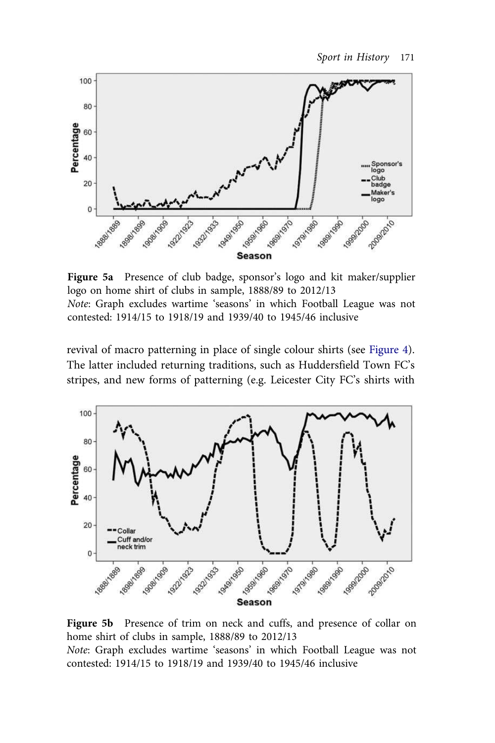**Figure 5a** Presence of club badge, sponsor's logo and kit maker/supplier logo on home shirt of clubs in sample, 1888/89 to 2012/13
*Note*: Graph excludes wartime 'seasons' in which Football League was not contested: 1914/15 to 1918/19 and 1939/40 to 1945/46 inclusive

revival of macro patterning in place of single colour shirts (see Figure 4). The latter included returning traditions, such as Huddersfield Town FC's stripes, and new forms of patterning (e.g. Leicester City FC's shirts with

**Figure 5b** Presence of trim on neck and cuffs, and presence of collar on home shirt of clubs in sample, 1888/89 to 2012/13
*Note*: Graph excludes wartime 'seasons' in which Football League was not contested: 1914/15 to 1918/19 and 1939/40 to 1945/46 inclusive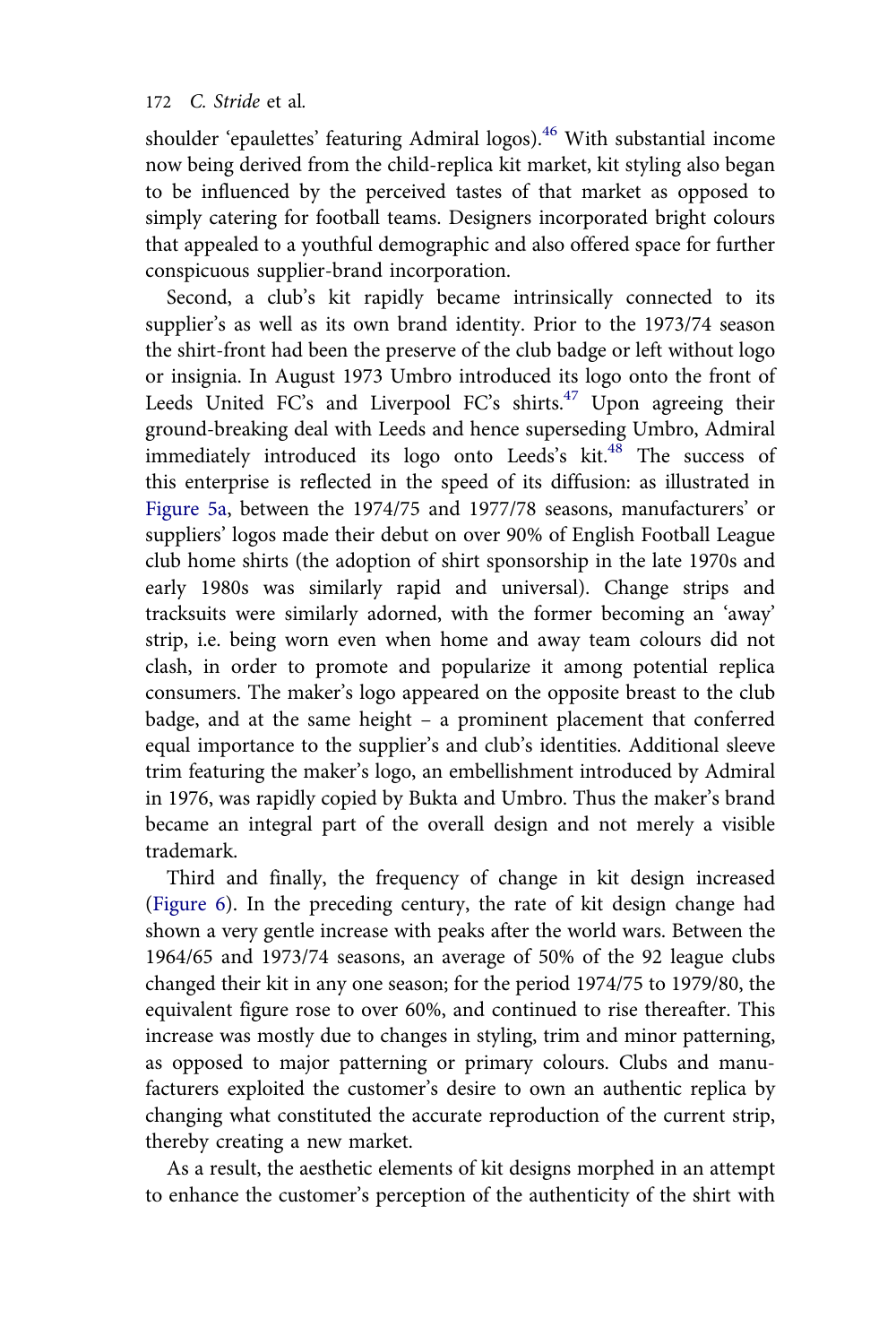shoulder 'epaulettes' featuring Admiral logos).[46] With substantial income now being derived from the child-replica kit market, kit styling also began to be influenced by the perceived tastes of that market as opposed to simply catering for football teams. Designers incorporated bright colours that appealed to a youthful demographic and also offered space for further conspicuous supplier-brand incorporation.

Second, a club's kit rapidly became intrinsically connected to its supplier's as well as its own brand identity. Prior to the 1973/74 season the shirt-front had been the preserve of the club badge or left without logo or insignia. In August 1973 Umbro introduced its logo onto the front of Leeds United FC's and Liverpool FC's shirts.[47] Upon agreeing their ground-breaking deal with Leeds and hence superseding Umbro, Admiral immediately introduced its logo onto Leeds's kit.[48] The success of this enterprise is reflected in the speed of its diffusion: as illustrated in Figure 5a, between the 1974/75 and 1977/78 seasons, manufacturers' or suppliers' logos made their debut on over 90% of English Football League club home shirts (the adoption of shirt sponsorship in the late 1970s and early 1980s was similarly rapid and universal). Change strips and tracksuits were similarly adorned, with the former becoming an 'away' strip, i.e. being worn even when home and away team colours did not clash, in order to promote and popularize it among potential replica consumers. The maker's logo appeared on the opposite breast to the club badge, and at the same height – a prominent placement that conferred equal importance to the supplier's and club's identities. Additional sleeve trim featuring the maker's logo, an embellishment introduced by Admiral in 1976, was rapidly copied by Bukta and Umbro. Thus the maker's brand became an integral part of the overall design and not merely a visible trademark.

Third and finally, the frequency of change in kit design increased (Figure 6). In the preceding century, the rate of kit design change had shown a very gentle increase with peaks after the world wars. Between the 1964/65 and 1973/74 seasons, an average of 50% of the 92 league clubs changed their kit in any one season; for the period 1974/75 to 1979/80, the equivalent figure rose to over 60%, and continued to rise thereafter. This increase was mostly due to changes in styling, trim and minor patterning, as opposed to major patterning or primary colours. Clubs and manufacturers exploited the customer's desire to own an authentic replica by changing what constituted the accurate reproduction of the current strip, thereby creating a new market.

As a result, the aesthetic elements of kit designs morphed in an attempt to enhance the customer's perception of the authenticity of the shirt with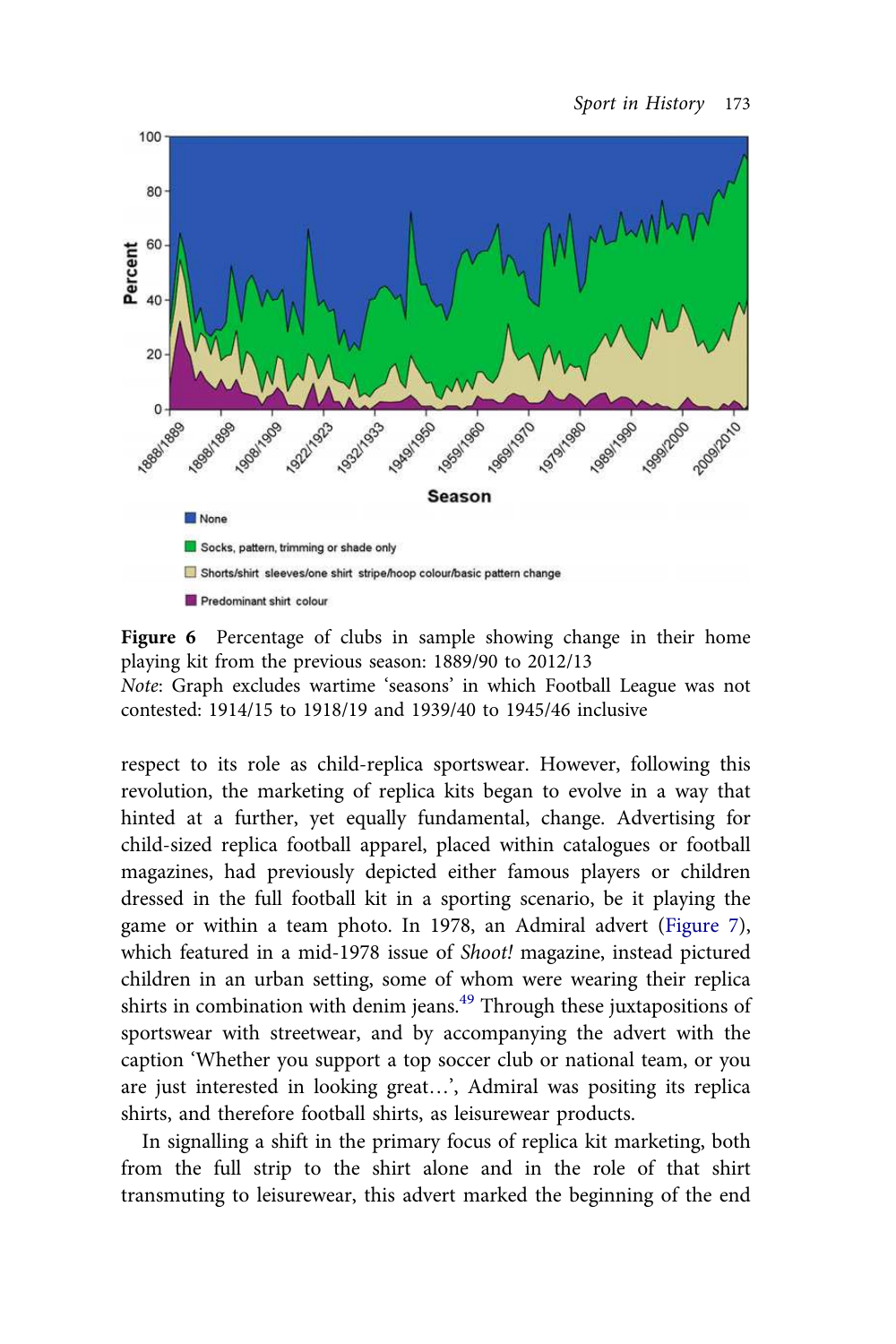**Figure 6** Percentage of clubs in sample showing change in their home playing kit from the previous season: 1889/90 to 2012/13
*Note*: Graph excludes wartime 'seasons' in which Football League was not contested: 1914/15 to 1918/19 and 1939/40 to 1945/46 inclusive

respect to its role as child-replica sportswear. However, following this revolution, the marketing of replica kits began to evolve in a way that hinted at a further, yet equally fundamental, change. Advertising for child-sized replica football apparel, placed within catalogues or football magazines, had previously depicted either famous players or children dressed in the full football kit in a sporting scenario, be it playing the game or within a team photo. In 1978, an Admiral advert (Figure 7), which featured in a mid-1978 issue of *Shoot!* magazine, instead pictured children in an urban setting, some of whom were wearing their replica shirts in combination with denim jeans.[49] Through these juxtapositions of sportswear with streetwear, and by accompanying the advert with the caption 'Whether you support a top soccer club or national team, or you are just interested in looking great…', Admiral was positing its replica shirts, and therefore football shirts, as leisurewear products.

In signalling a shift in the primary focus of replica kit marketing, both from the full strip to the shirt alone and in the role of that shirt transmuting to leisurewear, this advert marked the beginning of the end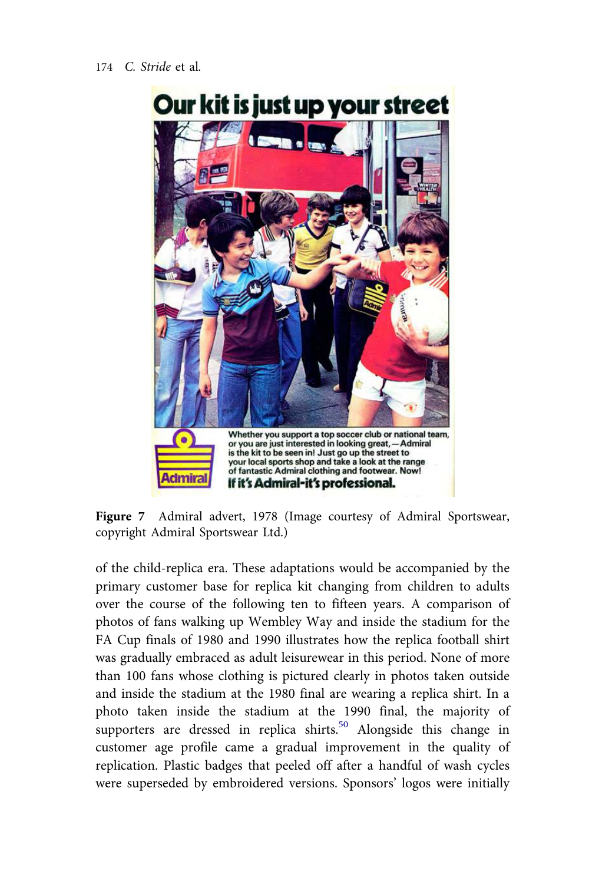Figure 7  Admiral advert, 1978 (Image courtesy of Admiral Sportswear, copyright Admiral Sportswear Ltd.)

of the child-replica era. These adaptations would be accompanied by the primary customer base for replica kit changing from children to adults over the course of the following ten to fifteen years. A comparison of photos of fans walking up Wembley Way and inside the stadium for the FA Cup finals of 1980 and 1990 illustrates how the replica football shirt was gradually embraced as adult leisurewear in this period. None of more than 100 fans whose clothing is pictured clearly in photos taken outside and inside the stadium at the 1980 final are wearing a replica shirt. In a photo taken inside the stadium at the 1990 final, the majority of supporters are dressed in replica shirts.[50] Alongside this change in customer age profile came a gradual improvement in the quality of replication. Plastic badges that peeled off after a handful of wash cycles were superseded by embroidered versions. Sponsors' logos were initially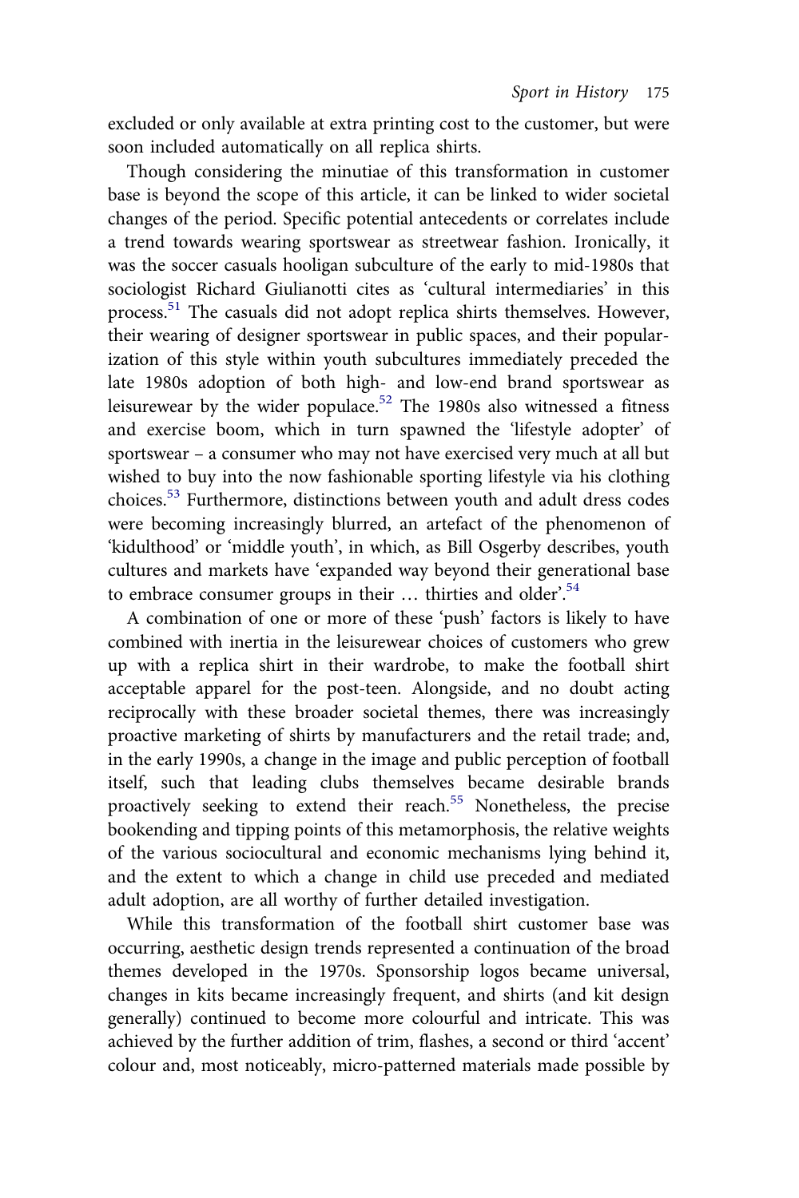excluded or only available at extra printing cost to the customer, but were soon included automatically on all replica shirts.

Though considering the minutiae of this transformation in customer base is beyond the scope of this article, it can be linked to wider societal changes of the period. Specific potential antecedents or correlates include a trend towards wearing sportswear as streetwear fashion. Ironically, it was the soccer casuals hooligan subculture of the early to mid-1980s that sociologist Richard Giulianotti cites as 'cultural intermediaries' in this process.[51] The casuals did not adopt replica shirts themselves. However, their wearing of designer sportswear in public spaces, and their popularization of this style within youth subcultures immediately preceded the late 1980s adoption of both high- and low-end brand sportswear as leisurewear by the wider populace.[52] The 1980s also witnessed a fitness and exercise boom, which in turn spawned the 'lifestyle adopter' of sportswear – a consumer who may not have exercised very much at all but wished to buy into the now fashionable sporting lifestyle via his clothing choices.[53] Furthermore, distinctions between youth and adult dress codes were becoming increasingly blurred, an artefact of the phenomenon of 'kidulthood' or 'middle youth', in which, as Bill Osgerby describes, youth cultures and markets have 'expanded way beyond their generational base to embrace consumer groups in their … thirties and older'.[54]

A combination of one or more of these 'push' factors is likely to have combined with inertia in the leisurewear choices of customers who grew up with a replica shirt in their wardrobe, to make the football shirt acceptable apparel for the post-teen. Alongside, and no doubt acting reciprocally with these broader societal themes, there was increasingly proactive marketing of shirts by manufacturers and the retail trade; and, in the early 1990s, a change in the image and public perception of football itself, such that leading clubs themselves became desirable brands proactively seeking to extend their reach.[55] Nonetheless, the precise bookending and tipping points of this metamorphosis, the relative weights of the various sociocultural and economic mechanisms lying behind it, and the extent to which a change in child use preceded and mediated adult adoption, are all worthy of further detailed investigation.

While this transformation of the football shirt customer base was occurring, aesthetic design trends represented a continuation of the broad themes developed in the 1970s. Sponsorship logos became universal, changes in kits became increasingly frequent, and shirts (and kit design generally) continued to become more colourful and intricate. This was achieved by the further addition of trim, flashes, a second or third 'accent' colour and, most noticeably, micro-patterned materials made possible by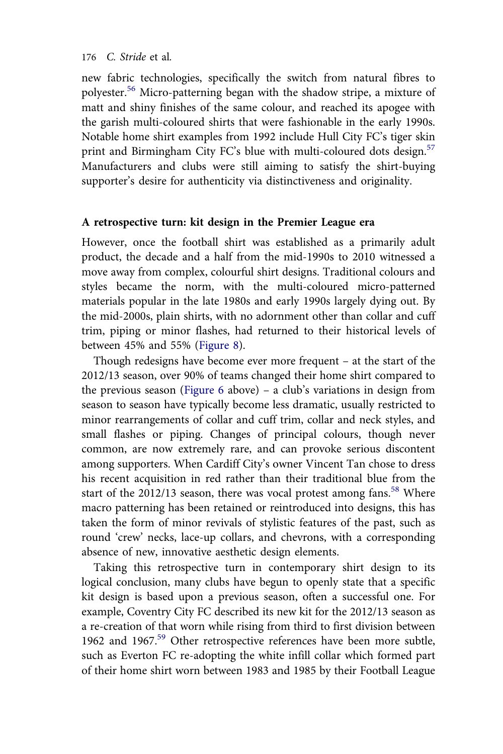new fabric technologies, specifically the switch from natural fibres to polyester.[56] Micro-patterning began with the shadow stripe, a mixture of matt and shiny finishes of the same colour, and reached its apogee with the garish multi-coloured shirts that were fashionable in the early 1990s. Notable home shirt examples from 1992 include Hull City FC's tiger skin print and Birmingham City FC's blue with multi-coloured dots design.[57] Manufacturers and clubs were still aiming to satisfy the shirt-buying supporter's desire for authenticity via distinctiveness and originality.

## A retrospective turn: kit design in the Premier League era

However, once the football shirt was established as a primarily adult product, the decade and a half from the mid-1990s to 2010 witnessed a move away from complex, colourful shirt designs. Traditional colours and styles became the norm, with the multi-coloured micro-patterned materials popular in the late 1980s and early 1990s largely dying out. By the mid-2000s, plain shirts, with no adornment other than collar and cuff trim, piping or minor flashes, had returned to their historical levels of between 45% and 55% (Figure 8).

Though redesigns have become ever more frequent – at the start of the 2012/13 season, over 90% of teams changed their home shirt compared to the previous season (Figure 6 above) – a club's variations in design from season to season have typically become less dramatic, usually restricted to minor rearrangements of collar and cuff trim, collar and neck styles, and small flashes or piping. Changes of principal colours, though never common, are now extremely rare, and can provoke serious discontent among supporters. When Cardiff City's owner Vincent Tan chose to dress his recent acquisition in red rather than their traditional blue from the start of the 2012/13 season, there was vocal protest among fans.[58] Where macro patterning has been retained or reintroduced into designs, this has taken the form of minor revivals of stylistic features of the past, such as round 'crew' necks, lace-up collars, and chevrons, with a corresponding absence of new, innovative aesthetic design elements.

Taking this retrospective turn in contemporary shirt design to its logical conclusion, many clubs have begun to openly state that a specific kit design is based upon a previous season, often a successful one. For example, Coventry City FC described its new kit for the 2012/13 season as a re-creation of that worn while rising from third to first division between 1962 and 1967.[59] Other retrospective references have been more subtle, such as Everton FC re-adopting the white infill collar which formed part of their home shirt worn between 1983 and 1985 by their Football League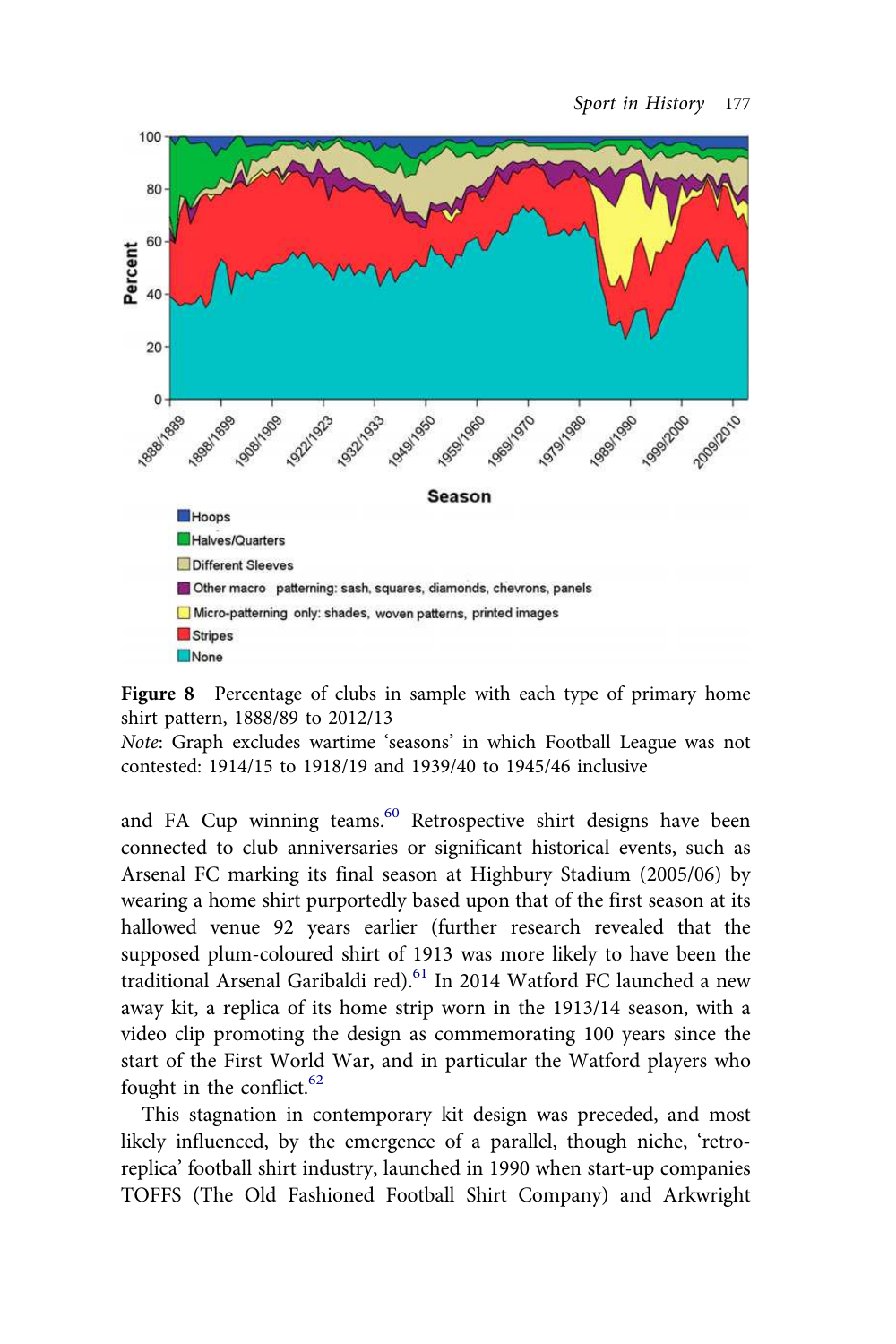**Figure 8** Percentage of clubs in sample with each type of primary home shirt pattern, 1888/89 to 2012/13

*Note*: Graph excludes wartime 'seasons' in which Football League was not contested: 1914/15 to 1918/19 and 1939/40 to 1945/46 inclusive

and FA Cup winning teams.[60] Retrospective shirt designs have been connected to club anniversaries or significant historical events, such as Arsenal FC marking its final season at Highbury Stadium (2005/06) by wearing a home shirt purportedly based upon that of the first season at its hallowed venue 92 years earlier (further research revealed that the supposed plum-coloured shirt of 1913 was more likely to have been the traditional Arsenal Garibaldi red).[61] In 2014 Watford FC launched a new away kit, a replica of its home strip worn in the 1913/14 season, with a video clip promoting the design as commemorating 100 years since the start of the First World War, and in particular the Watford players who fought in the conflict.[62]

This stagnation in contemporary kit design was preceded, and most likely influenced, by the emergence of a parallel, though niche, 'retro-replica' football shirt industry, launched in 1990 when start-up companies TOFFS (The Old Fashioned Football Shirt Company) and Arkwright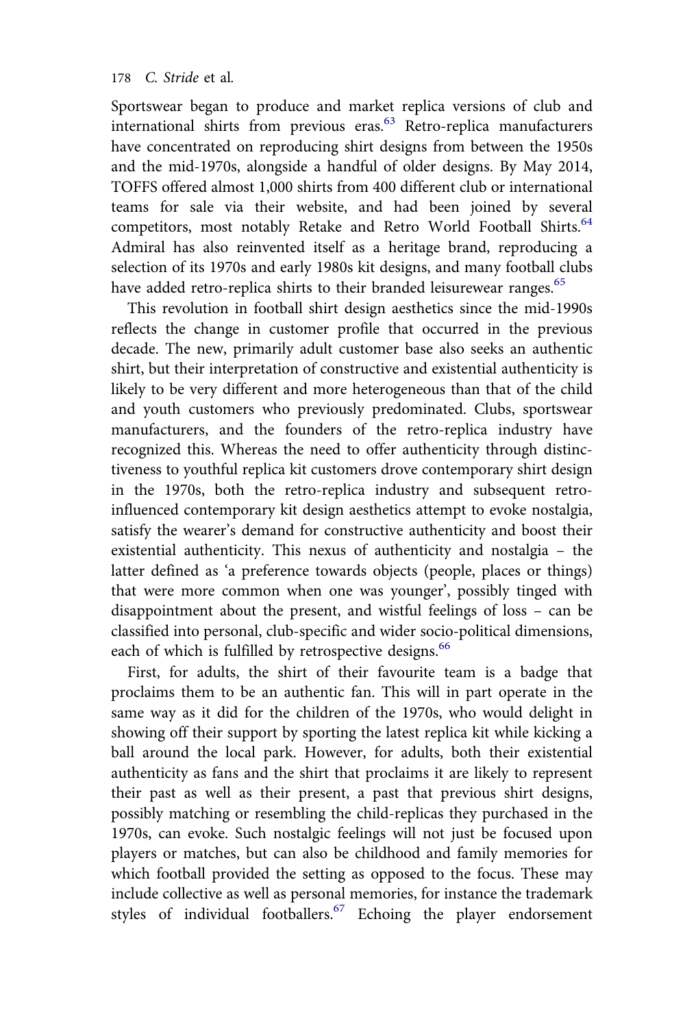Sportswear began to produce and market replica versions of club and international shirts from previous eras.[63] Retro-replica manufacturers have concentrated on reproducing shirt designs from between the 1950s and the mid-1970s, alongside a handful of older designs. By May 2014, TOFFS offered almost 1,000 shirts from 400 different club or international teams for sale via their website, and had been joined by several competitors, most notably Retake and Retro World Football Shirts.[64] Admiral has also reinvented itself as a heritage brand, reproducing a selection of its 1970s and early 1980s kit designs, and many football clubs have added retro-replica shirts to their branded leisurewear ranges.[65]

This revolution in football shirt design aesthetics since the mid-1990s reflects the change in customer profile that occurred in the previous decade. The new, primarily adult customer base also seeks an authentic shirt, but their interpretation of constructive and existential authenticity is likely to be very different and more heterogeneous than that of the child and youth customers who previously predominated. Clubs, sportswear manufacturers, and the founders of the retro-replica industry have recognized this. Whereas the need to offer authenticity through distinctiveness to youthful replica kit customers drove contemporary shirt design in the 1970s, both the retro-replica industry and subsequent retro-influenced contemporary kit design aesthetics attempt to evoke nostalgia, satisfy the wearer's demand for constructive authenticity and boost their existential authenticity. This nexus of authenticity and nostalgia – the latter defined as 'a preference towards objects (people, places or things) that were more common when one was younger', possibly tinged with disappointment about the present, and wistful feelings of loss – can be classified into personal, club-specific and wider socio-political dimensions, each of which is fulfilled by retrospective designs.[66]

First, for adults, the shirt of their favourite team is a badge that proclaims them to be an authentic fan. This will in part operate in the same way as it did for the children of the 1970s, who would delight in showing off their support by sporting the latest replica kit while kicking a ball around the local park. However, for adults, both their existential authenticity as fans and the shirt that proclaims it are likely to represent their past as well as their present, a past that previous shirt designs, possibly matching or resembling the child-replicas they purchased in the 1970s, can evoke. Such nostalgic feelings will not just be focused upon players or matches, but can also be childhood and family memories for which football provided the setting as opposed to the focus. These may include collective as well as personal memories, for instance the trademark styles of individual footballers.[67] Echoing the player endorsement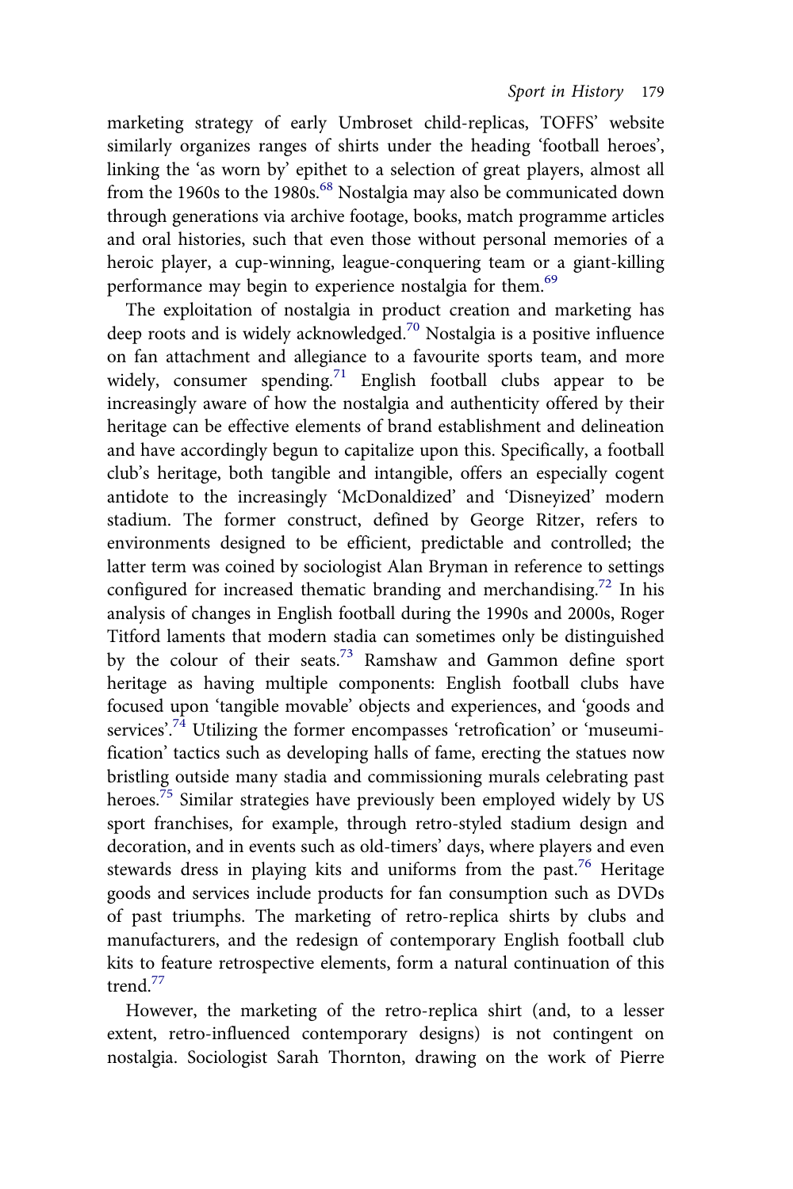marketing strategy of early Umbroset child-replicas, TOFFS' website similarly organizes ranges of shirts under the heading 'football heroes', linking the 'as worn by' epithet to a selection of great players, almost all from the 1960s to the 1980s.[68] Nostalgia may also be communicated down through generations via archive footage, books, match programme articles and oral histories, such that even those without personal memories of a heroic player, a cup-winning, league-conquering team or a giant-killing performance may begin to experience nostalgia for them.[69]

The exploitation of nostalgia in product creation and marketing has deep roots and is widely acknowledged.[70] Nostalgia is a positive influence on fan attachment and allegiance to a favourite sports team, and more widely, consumer spending.[71] English football clubs appear to be increasingly aware of how the nostalgia and authenticity offered by their heritage can be effective elements of brand establishment and delineation and have accordingly begun to capitalize upon this. Specifically, a football club's heritage, both tangible and intangible, offers an especially cogent antidote to the increasingly 'McDonaldized' and 'Disneyized' modern stadium. The former construct, defined by George Ritzer, refers to environments designed to be efficient, predictable and controlled; the latter term was coined by sociologist Alan Bryman in reference to settings configured for increased thematic branding and merchandising.[72] In his analysis of changes in English football during the 1990s and 2000s, Roger Titford laments that modern stadia can sometimes only be distinguished by the colour of their seats.[73] Ramshaw and Gammon define sport heritage as having multiple components: English football clubs have focused upon 'tangible movable' objects and experiences, and 'goods and services'.[74] Utilizing the former encompasses 'retrofication' or 'museumification' tactics such as developing halls of fame, erecting the statues now bristling outside many stadia and commissioning murals celebrating past heroes.[75] Similar strategies have previously been employed widely by US sport franchises, for example, through retro-styled stadium design and decoration, and in events such as old-timers' days, where players and even stewards dress in playing kits and uniforms from the past.[76] Heritage goods and services include products for fan consumption such as DVDs of past triumphs. The marketing of retro-replica shirts by clubs and manufacturers, and the redesign of contemporary English football club kits to feature retrospective elements, form a natural continuation of this trend.[77]

However, the marketing of the retro-replica shirt (and, to a lesser extent, retro-influenced contemporary designs) is not contingent on nostalgia. Sociologist Sarah Thornton, drawing on the work of Pierre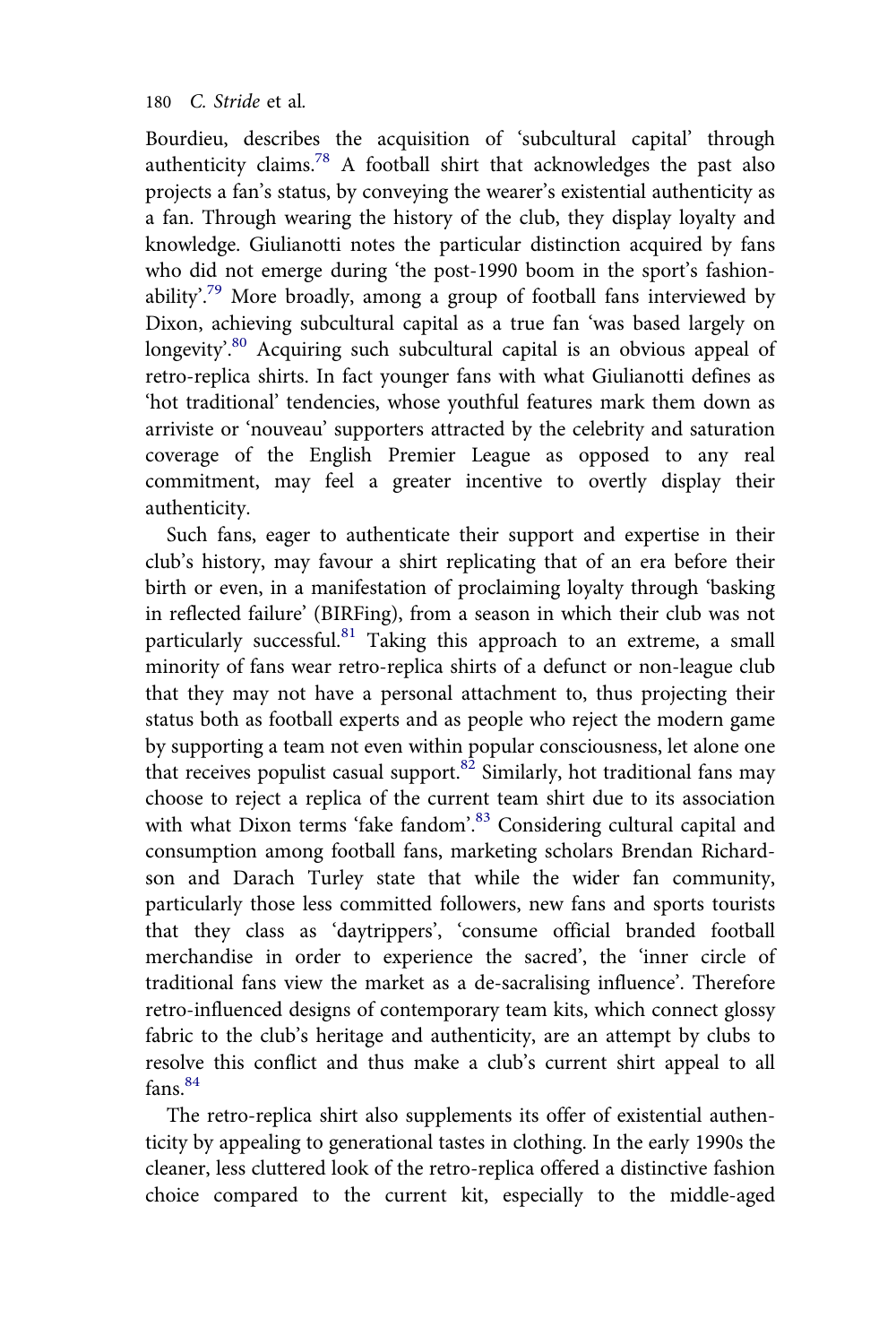Bourdieu, describes the acquisition of 'subcultural capital' through authenticity claims.[78] A football shirt that acknowledges the past also projects a fan's status, by conveying the wearer's existential authenticity as a fan. Through wearing the history of the club, they display loyalty and knowledge. Giulianotti notes the particular distinction acquired by fans who did not emerge during 'the post-1990 boom in the sport's fashionability'.[79] More broadly, among a group of football fans interviewed by Dixon, achieving subcultural capital as a true fan 'was based largely on longevity'.[80] Acquiring such subcultural capital is an obvious appeal of retro-replica shirts. In fact younger fans with what Giulianotti defines as 'hot traditional' tendencies, whose youthful features mark them down as arriviste or 'nouveau' supporters attracted by the celebrity and saturation coverage of the English Premier League as opposed to any real commitment, may feel a greater incentive to overtly display their authenticity.

Such fans, eager to authenticate their support and expertise in their club's history, may favour a shirt replicating that of an era before their birth or even, in a manifestation of proclaiming loyalty through 'basking in reflected failure' (BIRFing), from a season in which their club was not particularly successful.[81] Taking this approach to an extreme, a small minority of fans wear retro-replica shirts of a defunct or non-league club that they may not have a personal attachment to, thus projecting their status both as football experts and as people who reject the modern game by supporting a team not even within popular consciousness, let alone one that receives populist casual support.[82] Similarly, hot traditional fans may choose to reject a replica of the current team shirt due to its association with what Dixon terms 'fake fandom'.[83] Considering cultural capital and consumption among football fans, marketing scholars Brendan Richardson and Darach Turley state that while the wider fan community, particularly those less committed followers, new fans and sports tourists that they class as 'daytrippers', 'consume official branded football merchandise in order to experience the sacred', the 'inner circle of traditional fans view the market as a de-sacralising influence'. Therefore retro-influenced designs of contemporary team kits, which connect glossy fabric to the club's heritage and authenticity, are an attempt by clubs to resolve this conflict and thus make a club's current shirt appeal to all fans.[84]

The retro-replica shirt also supplements its offer of existential authenticity by appealing to generational tastes in clothing. In the early 1990s the cleaner, less cluttered look of the retro-replica offered a distinctive fashion choice compared to the current kit, especially to the middle-aged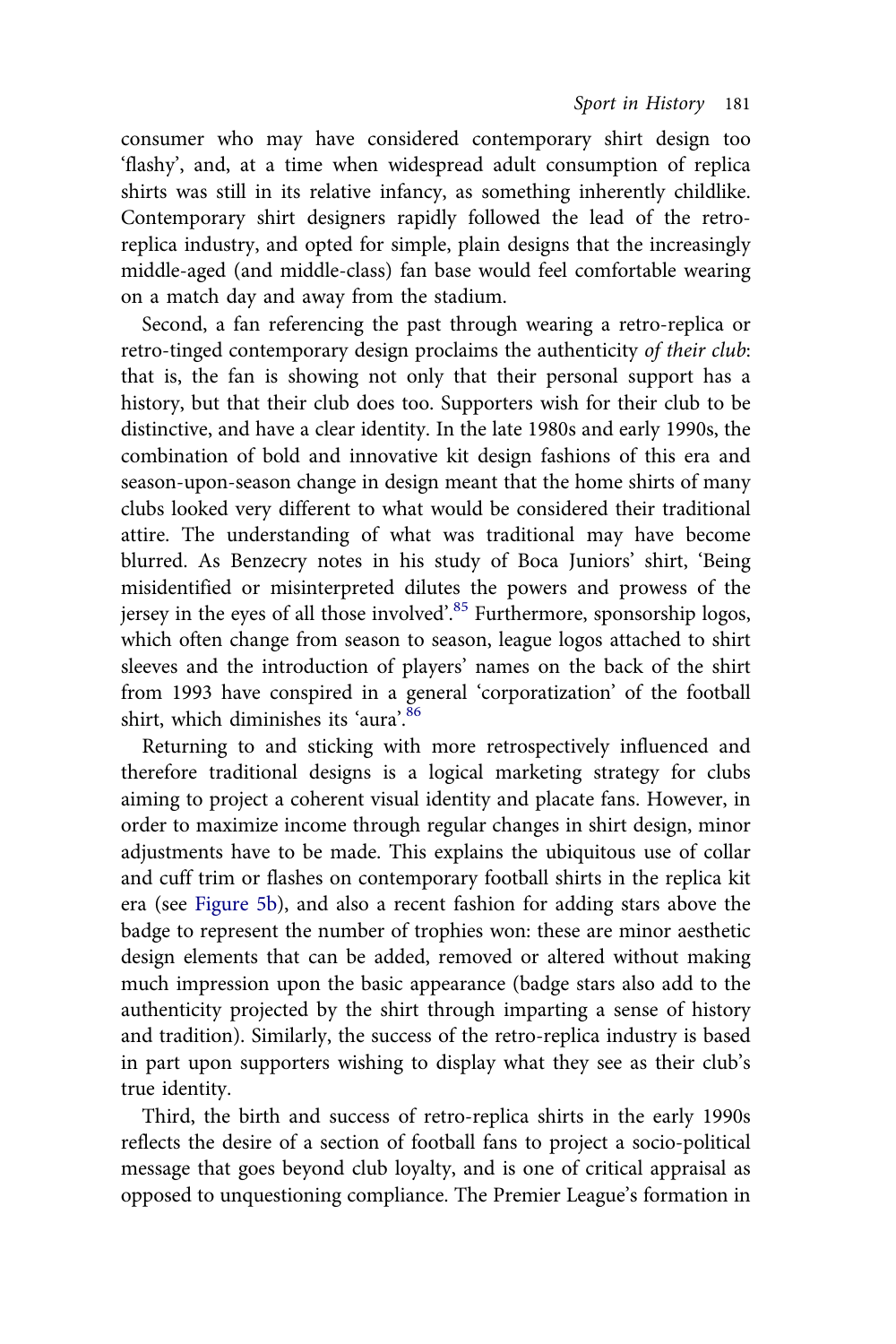consumer who may have considered contemporary shirt design too 'flashy', and, at a time when widespread adult consumption of replica shirts was still in its relative infancy, as something inherently childlike. Contemporary shirt designers rapidly followed the lead of the retro-replica industry, and opted for simple, plain designs that the increasingly middle-aged (and middle-class) fan base would feel comfortable wearing on a match day and away from the stadium.

Second, a fan referencing the past through wearing a retro-replica or retro-tinged contemporary design proclaims the authenticity *of their club*: that is, the fan is showing not only that their personal support has a history, but that their club does too. Supporters wish for their club to be distinctive, and have a clear identity. In the late 1980s and early 1990s, the combination of bold and innovative kit design fashions of this era and season-upon-season change in design meant that the home shirts of many clubs looked very different to what would be considered their traditional attire. The understanding of what was traditional may have become blurred. As Benzecry notes in his study of Boca Juniors' shirt, 'Being misidentified or misinterpreted dilutes the powers and prowess of the jersey in the eyes of all those involved'.[85] Furthermore, sponsorship logos, which often change from season to season, league logos attached to shirt sleeves and the introduction of players' names on the back of the shirt from 1993 have conspired in a general 'corporatization' of the football shirt, which diminishes its 'aura'.[86]

Returning to and sticking with more retrospectively influenced and therefore traditional designs is a logical marketing strategy for clubs aiming to project a coherent visual identity and placate fans. However, in order to maximize income through regular changes in shirt design, minor adjustments have to be made. This explains the ubiquitous use of collar and cuff trim or flashes on contemporary football shirts in the replica kit era (see Figure 5b), and also a recent fashion for adding stars above the badge to represent the number of trophies won: these are minor aesthetic design elements that can be added, removed or altered without making much impression upon the basic appearance (badge stars also add to the authenticity projected by the shirt through imparting a sense of history and tradition). Similarly, the success of the retro-replica industry is based in part upon supporters wishing to display what they see as their club's true identity.

Third, the birth and success of retro-replica shirts in the early 1990s reflects the desire of a section of football fans to project a socio-political message that goes beyond club loyalty, and is one of critical appraisal as opposed to unquestioning compliance. The Premier League's formation in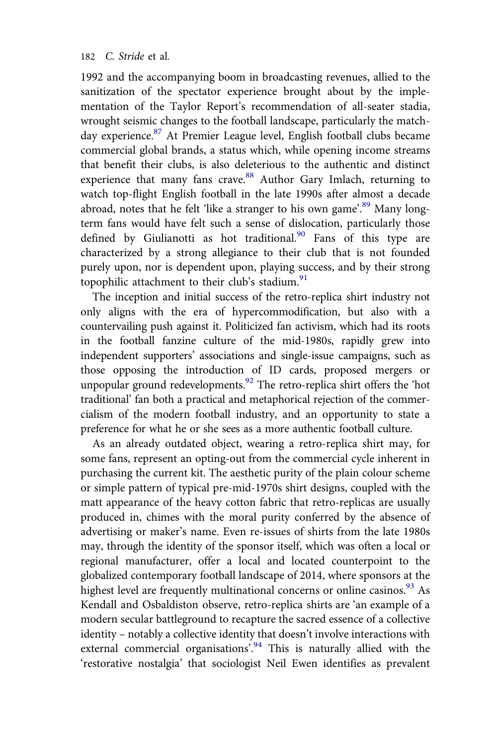1992 and the accompanying boom in broadcasting revenues, allied to the sanitization of the spectator experience brought about by the implementation of the Taylor Report's recommendation of all-seater stadia, wrought seismic changes to the football landscape, particularly the match-day experience.[87] At Premier League level, English football clubs became commercial global brands, a status which, while opening income streams that benefit their clubs, is also deleterious to the authentic and distinct experience that many fans crave.[88] Author Gary Imlach, returning to watch top-flight English football in the late 1990s after almost a decade abroad, notes that he felt 'like a stranger to his own game'.[89] Many long-term fans would have felt such a sense of dislocation, particularly those defined by Giulianotti as hot traditional.[90] Fans of this type are characterized by a strong allegiance to their club that is not founded purely upon, nor is dependent upon, playing success, and by their strong topophilic attachment to their club's stadium.[91]

The inception and initial success of the retro-replica shirt industry not only aligns with the era of hypercommodification, but also with a countervailing push against it. Politicized fan activism, which had its roots in the football fanzine culture of the mid-1980s, rapidly grew into independent supporters' associations and single-issue campaigns, such as those opposing the introduction of ID cards, proposed mergers or unpopular ground redevelopments.[92] The retro-replica shirt offers the 'hot traditional' fan both a practical and metaphorical rejection of the commercialism of the modern football industry, and an opportunity to state a preference for what he or she sees as a more authentic football culture.

As an already outdated object, wearing a retro-replica shirt may, for some fans, represent an opting-out from the commercial cycle inherent in purchasing the current kit. The aesthetic purity of the plain colour scheme or simple pattern of typical pre-mid-1970s shirt designs, coupled with the matt appearance of the heavy cotton fabric that retro-replicas are usually produced in, chimes with the moral purity conferred by the absence of advertising or maker's name. Even re-issues of shirts from the late 1980s may, through the identity of the sponsor itself, which was often a local or regional manufacturer, offer a local and located counterpoint to the globalized contemporary football landscape of 2014, where sponsors at the highest level are frequently multinational concerns or online casinos.[93] As Kendall and Osbaldiston observe, retro-replica shirts are 'an example of a modern secular battleground to recapture the sacred essence of a collective identity – notably a collective identity that doesn't involve interactions with external commercial organisations'.[94] This is naturally allied with the 'restorative nostalgia' that sociologist Neil Ewen identifies as prevalent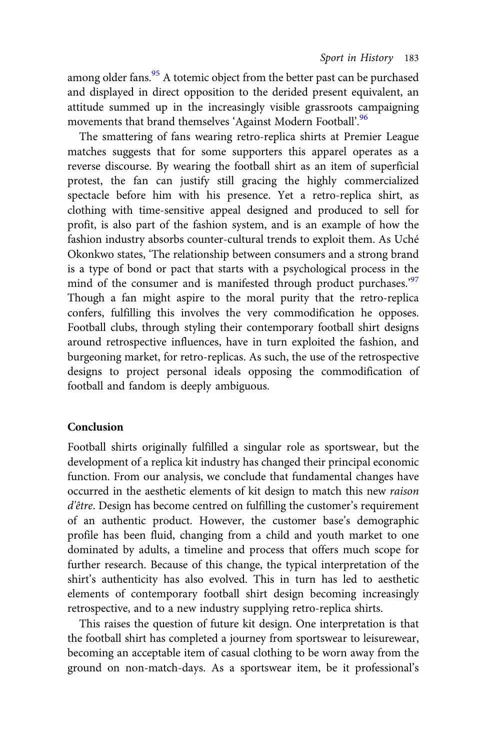among older fans.[95] A totemic object from the better past can be purchased and displayed in direct opposition to the derided present equivalent, an attitude summed up in the increasingly visible grassroots campaigning movements that brand themselves 'Against Modern Football'.[96]

The smattering of fans wearing retro-replica shirts at Premier League matches suggests that for some supporters this apparel operates as a reverse discourse. By wearing the football shirt as an item of superficial protest, the fan can justify still gracing the highly commercialized spectacle before him with his presence. Yet a retro-replica shirt, as clothing with time-sensitive appeal designed and produced to sell for profit, is also part of the fashion system, and is an example of how the fashion industry absorbs counter-cultural trends to exploit them. As Uché Okonkwo states, 'The relationship between consumers and a strong brand is a type of bond or pact that starts with a psychological process in the mind of the consumer and is manifested through product purchases.'[97] Though a fan might aspire to the moral purity that the retro-replica confers, fulfilling this involves the very commodification he opposes. Football clubs, through styling their contemporary football shirt designs around retrospective influences, have in turn exploited the fashion, and burgeoning market, for retro-replicas. As such, the use of the retrospective designs to project personal ideals opposing the commodification of football and fandom is deeply ambiguous.

## Conclusion

Football shirts originally fulfilled a singular role as sportswear, but the development of a replica kit industry has changed their principal economic function. From our analysis, we conclude that fundamental changes have occurred in the aesthetic elements of kit design to match this new *raison d'être*. Design has become centred on fulfilling the customer's requirement of an authentic product. However, the customer base's demographic profile has been fluid, changing from a child and youth market to one dominated by adults, a timeline and process that offers much scope for further research. Because of this change, the typical interpretation of the shirt's authenticity has also evolved. This in turn has led to aesthetic elements of contemporary football shirt design becoming increasingly retrospective, and to a new industry supplying retro-replica shirts.

This raises the question of future kit design. One interpretation is that the football shirt has completed a journey from sportswear to leisurewear, becoming an acceptable item of casual clothing to be worn away from the ground on non-match-days. As a sportswear item, be it professional's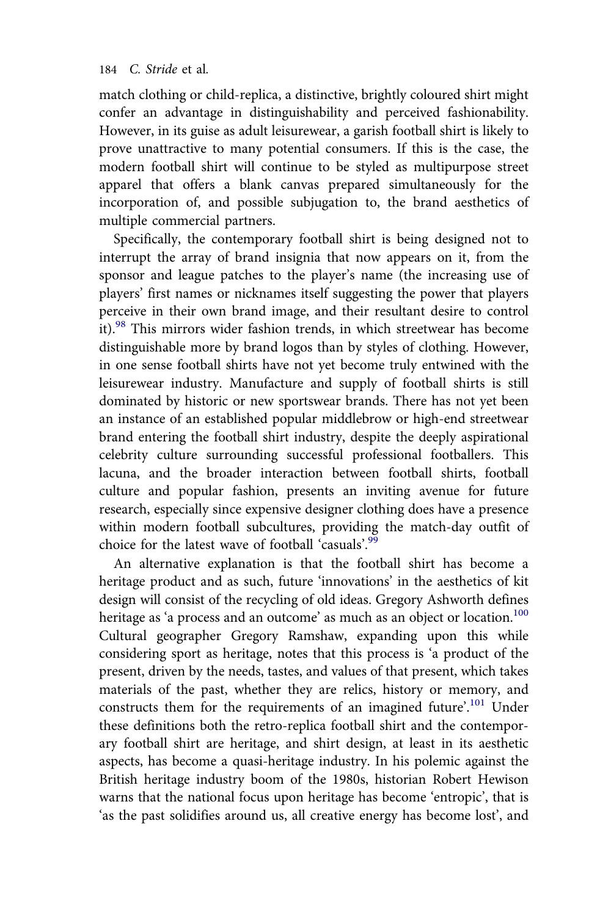match clothing or child-replica, a distinctive, brightly coloured shirt might confer an advantage in distinguishability and perceived fashionability. However, in its guise as adult leisurewear, a garish football shirt is likely to prove unattractive to many potential consumers. If this is the case, the modern football shirt will continue to be styled as multipurpose street apparel that offers a blank canvas prepared simultaneously for the incorporation of, and possible subjugation to, the brand aesthetics of multiple commercial partners.

Specifically, the contemporary football shirt is being designed not to interrupt the array of brand insignia that now appears on it, from the sponsor and league patches to the player's name (the increasing use of players' first names or nicknames itself suggesting the power that players perceive in their own brand image, and their resultant desire to control it).[98] This mirrors wider fashion trends, in which streetwear has become distinguishable more by brand logos than by styles of clothing. However, in one sense football shirts have not yet become truly entwined with the leisurewear industry. Manufacture and supply of football shirts is still dominated by historic or new sportswear brands. There has not yet been an instance of an established popular middlebrow or high-end streetwear brand entering the football shirt industry, despite the deeply aspirational celebrity culture surrounding successful professional footballers. This lacuna, and the broader interaction between football shirts, football culture and popular fashion, presents an inviting avenue for future research, especially since expensive designer clothing does have a presence within modern football subcultures, providing the match-day outfit of choice for the latest wave of football 'casuals'.[99]

An alternative explanation is that the football shirt has become a heritage product and as such, future 'innovations' in the aesthetics of kit design will consist of the recycling of old ideas. Gregory Ashworth defines heritage as 'a process and an outcome' as much as an object or location.[100] Cultural geographer Gregory Ramshaw, expanding upon this while considering sport as heritage, notes that this process is 'a product of the present, driven by the needs, tastes, and values of that present, which takes materials of the past, whether they are relics, history or memory, and constructs them for the requirements of an imagined future'.[101] Under these definitions both the retro-replica football shirt and the contemporary football shirt are heritage, and shirt design, at least in its aesthetic aspects, has become a quasi-heritage industry. In his polemic against the British heritage industry boom of the 1980s, historian Robert Hewison warns that the national focus upon heritage has become 'entropic', that is 'as the past solidifies around us, all creative energy has become lost', and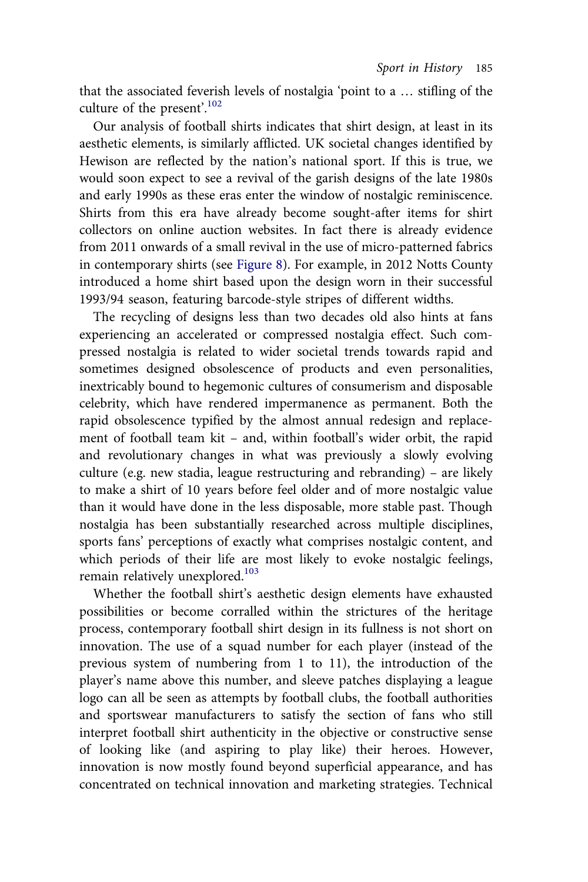that the associated feverish levels of nostalgia 'point to a … stifling of the culture of the present'.[102]

Our analysis of football shirts indicates that shirt design, at least in its aesthetic elements, is similarly afflicted. UK societal changes identified by Hewison are reflected by the nation's national sport. If this is true, we would soon expect to see a revival of the garish designs of the late 1980s and early 1990s as these eras enter the window of nostalgic reminiscence. Shirts from this era have already become sought-after items for shirt collectors on online auction websites. In fact there is already evidence from 2011 onwards of a small revival in the use of micro-patterned fabrics in contemporary shirts (see Figure 8). For example, in 2012 Notts County introduced a home shirt based upon the design worn in their successful 1993/94 season, featuring barcode-style stripes of different widths.

The recycling of designs less than two decades old also hints at fans experiencing an accelerated or compressed nostalgia effect. Such compressed nostalgia is related to wider societal trends towards rapid and sometimes designed obsolescence of products and even personalities, inextricably bound to hegemonic cultures of consumerism and disposable celebrity, which have rendered impermanence as permanent. Both the rapid obsolescence typified by the almost annual redesign and replacement of football team kit – and, within football's wider orbit, the rapid and revolutionary changes in what was previously a slowly evolving culture (e.g. new stadia, league restructuring and rebranding) – are likely to make a shirt of 10 years before feel older and of more nostalgic value than it would have done in the less disposable, more stable past. Though nostalgia has been substantially researched across multiple disciplines, sports fans' perceptions of exactly what comprises nostalgic content, and which periods of their life are most likely to evoke nostalgic feelings, remain relatively unexplored.[103]

Whether the football shirt's aesthetic design elements have exhausted possibilities or become corralled within the strictures of the heritage process, contemporary football shirt design in its fullness is not short on innovation. The use of a squad number for each player (instead of the previous system of numbering from 1 to 11), the introduction of the player's name above this number, and sleeve patches displaying a league logo can all be seen as attempts by football clubs, the football authorities and sportswear manufacturers to satisfy the section of fans who still interpret football shirt authenticity in the objective or constructive sense of looking like (and aspiring to play like) their heroes. However, innovation is now mostly found beyond superficial appearance, and has concentrated on technical innovation and marketing strategies. Technical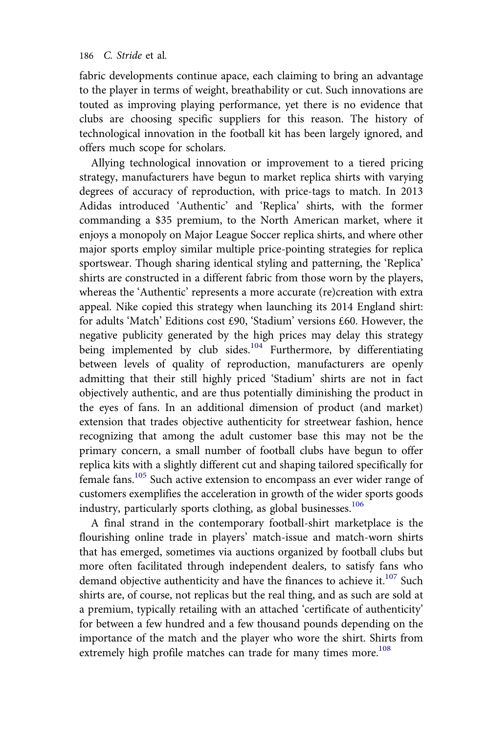fabric developments continue apace, each claiming to bring an advantage to the player in terms of weight, breathability or cut. Such innovations are touted as improving playing performance, yet there is no evidence that clubs are choosing specific suppliers for this reason. The history of technological innovation in the football kit has been largely ignored, and offers much scope for scholars.

Allying technological innovation or improvement to a tiered pricing strategy, manufacturers have begun to market replica shirts with varying degrees of accuracy of reproduction, with price-tags to match. In 2013 Adidas introduced 'Authentic' and 'Replica' shirts, with the former commanding a $35 premium, to the North American market, where it enjoys a monopoly on Major League Soccer replica shirts, and where other major sports employ similar multiple price-pointing strategies for replica sportswear. Though sharing identical styling and patterning, the 'Replica' shirts are constructed in a different fabric from those worn by the players, whereas the 'Authentic' represents a more accurate (re)creation with extra appeal. Nike copied this strategy when launching its 2014 England shirt: for adults 'Match' Editions cost £90, 'Stadium' versions £60. However, the negative publicity generated by the high prices may delay this strategy being implemented by club sides.[104] Furthermore, by differentiating between levels of quality of reproduction, manufacturers are openly admitting that their still highly priced 'Stadium' shirts are not in fact objectively authentic, and are thus potentially diminishing the product in the eyes of fans. In an additional dimension of product (and market) extension that trades objective authenticity for streetwear fashion, hence recognizing that among the adult customer base this may not be the primary concern, a small number of football clubs have begun to offer replica kits with a slightly different cut and shaping tailored specifically for female fans.[105] Such active extension to encompass an ever wider range of customers exemplifies the acceleration in growth of the wider sports goods industry, particularly sports clothing, as global businesses.[106]

A final strand in the contemporary football-shirt marketplace is the flourishing online trade in players' match-issue and match-worn shirts that has emerged, sometimes via auctions organized by football clubs but more often facilitated through independent dealers, to satisfy fans who demand objective authenticity and have the finances to achieve it.[107] Such shirts are, of course, not replicas but the real thing, and as such are sold at a premium, typically retailing with an attached 'certificate of authenticity' for between a few hundred and a few thousand pounds depending on the importance of the match and the player who wore the shirt. Shirts from extremely high profile matches can trade for many times more.[108]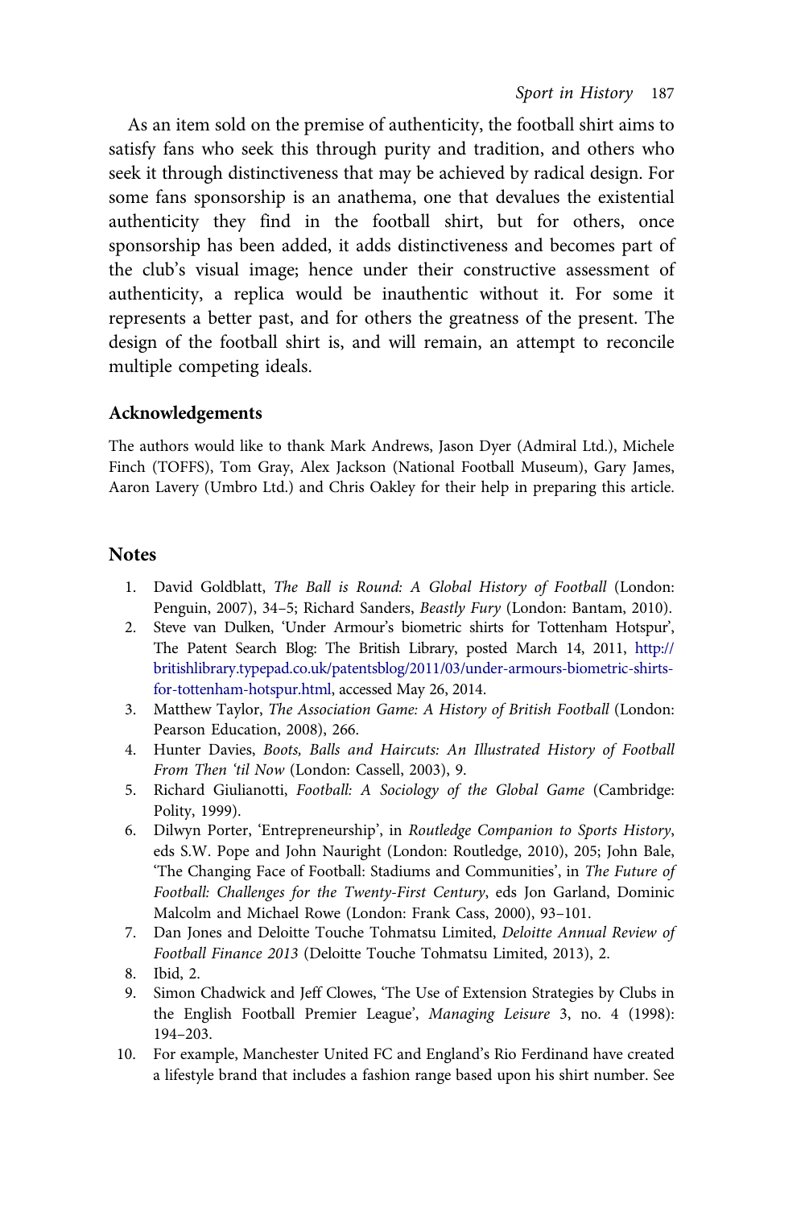As an item sold on the premise of authenticity, the football shirt aims to satisfy fans who seek this through purity and tradition, and others who seek it through distinctiveness that may be achieved by radical design. For some fans sponsorship is an anathema, one that devalues the existential authenticity they find in the football shirt, but for others, once sponsorship has been added, it adds distinctiveness and becomes part of the club's visual image; hence under their constructive assessment of authenticity, a replica would be inauthentic without it. For some it represents a better past, and for others the greatness of the present. The design of the football shirt is, and will remain, an attempt to reconcile multiple competing ideals.

## Acknowledgements

The authors would like to thank Mark Andrews, Jason Dyer (Admiral Ltd.), Michele Finch (TOFFS), Tom Gray, Alex Jackson (National Football Museum), Gary James, Aaron Lavery (Umbro Ltd.) and Chris Oakley for their help in preparing this article.

## Notes

1. David Goldblatt, *The Ball is Round: A Global History of Football* (London: Penguin, 2007), 34–5; Richard Sanders, *Beastly Fury* (London: Bantam, 2010).
2. Steve van Dulken, 'Under Armour's biometric shirts for Tottenham Hotspur', The Patent Search Blog: The British Library, posted March 14, 2011, http://britishlibrary.typepad.co.uk/patentsblog/2011/03/under-armours-biometric-shirts-for-tottenham-hotspur.html, accessed May 26, 2014.
3. Matthew Taylor, *The Association Game: A History of British Football* (London: Pearson Education, 2008), 266.
4. Hunter Davies, *Boots, Balls and Haircuts: An Illustrated History of Football From Then 'til Now* (London: Cassell, 2003), 9.
5. Richard Giulianotti, *Football: A Sociology of the Global Game* (Cambridge: Polity, 1999).
6. Dilwyn Porter, 'Entrepreneurship', in *Routledge Companion to Sports History*, eds S.W. Pope and John Nauright (London: Routledge, 2010), 205; John Bale, 'The Changing Face of Football: Stadiums and Communities', in *The Future of Football: Challenges for the Twenty-First Century*, eds Jon Garland, Dominic Malcolm and Michael Rowe (London: Frank Cass, 2000), 93–101.
7. Dan Jones and Deloitte Touche Tohmatsu Limited, *Deloitte Annual Review of Football Finance 2013* (Deloitte Touche Tohmatsu Limited, 2013), 2.
8. Ibid, 2.
9. Simon Chadwick and Jeff Clowes, 'The Use of Extension Strategies by Clubs in the English Football Premier League', *Managing Leisure* 3, no. 4 (1998): 194–203.
10. For example, Manchester United FC and England's Rio Ferdinand have created a lifestyle brand that includes a fashion range based upon his shirt number. See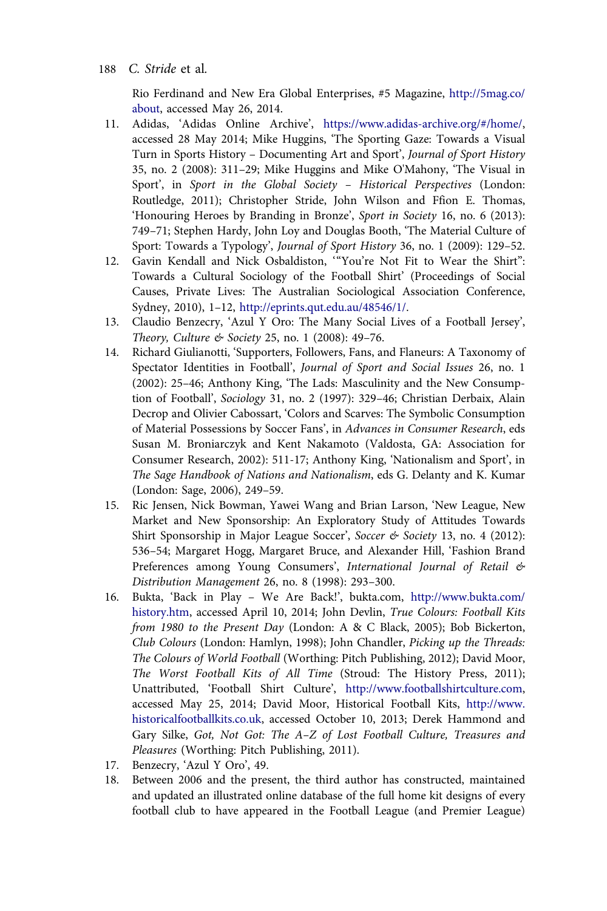Rio Ferdinand and New Era Global Enterprises, #5 Magazine, http://5mag.co/about, accessed May 26, 2014.

11. Adidas, 'Adidas Online Archive', https://www.adidas-archive.org/#/home/, accessed 28 May 2014; Mike Huggins, 'The Sporting Gaze: Towards a Visual Turn in Sports History – Documenting Art and Sport', *Journal of Sport History* 35, no. 2 (2008): 311–29; Mike Huggins and Mike O'Mahony, 'The Visual in Sport', in *Sport in the Global Society – Historical Perspectives* (London: Routledge, 2011); Christopher Stride, John Wilson and Ffion E. Thomas, 'Honouring Heroes by Branding in Bronze', *Sport in Society* 16, no. 6 (2013): 749–71; Stephen Hardy, John Loy and Douglas Booth, 'The Material Culture of Sport: Towards a Typology', *Journal of Sport History* 36, no. 1 (2009): 129–52.
12. Gavin Kendall and Nick Osbaldiston, '"You're Not Fit to Wear the Shirt": Towards a Cultural Sociology of the Football Shirt' (Proceedings of Social Causes, Private Lives: The Australian Sociological Association Conference, Sydney, 2010), 1–12, http://eprints.qut.edu.au/48546/1/.
13. Claudio Benzecry, 'Azul Y Oro: The Many Social Lives of a Football Jersey', *Theory, Culture & Society* 25, no. 1 (2008): 49–76.
14. Richard Giulianotti, 'Supporters, Followers, Fans, and Flaneurs: A Taxonomy of Spectator Identities in Football', *Journal of Sport and Social Issues* 26, no. 1 (2002): 25–46; Anthony King, 'The Lads: Masculinity and the New Consumption of Football', *Sociology* 31, no. 2 (1997): 329–46; Christian Derbaix, Alain Decrop and Olivier Cabossart, 'Colors and Scarves: The Symbolic Consumption of Material Possessions by Soccer Fans', in *Advances in Consumer Research*, eds Susan M. Broniarczyk and Kent Nakamoto (Valdosta, GA: Association for Consumer Research, 2002): 511-17; Anthony King, 'Nationalism and Sport', in *The Sage Handbook of Nations and Nationalism*, eds G. Delanty and K. Kumar (London: Sage, 2006), 249–59.
15. Ric Jensen, Nick Bowman, Yawei Wang and Brian Larson, 'New League, New Market and New Sponsorship: An Exploratory Study of Attitudes Towards Shirt Sponsorship in Major League Soccer', *Soccer & Society* 13, no. 4 (2012): 536–54; Margaret Hogg, Margaret Bruce, and Alexander Hill, 'Fashion Brand Preferences among Young Consumers', *International Journal of Retail & Distribution Management* 26, no. 8 (1998): 293–300.
16. Bukta, 'Back in Play – We Are Back!', bukta.com, http://www.bukta.com/history.htm, accessed April 10, 2014; John Devlin, *True Colours: Football Kits from 1980 to the Present Day* (London: A & C Black, 2005); Bob Bickerton, *Club Colours* (London: Hamlyn, 1998); John Chandler, *Picking up the Threads: The Colours of World Football* (Worthing: Pitch Publishing, 2012); David Moor, *The Worst Football Kits of All Time* (Stroud: The History Press, 2011); Unattributed, 'Football Shirt Culture', http://www.footballshirtculture.com, accessed May 25, 2014; David Moor, Historical Football Kits, http://www.historicalfootballkits.co.uk, accessed October 10, 2013; Derek Hammond and Gary Silke, *Got, Not Got: The A–Z of Lost Football Culture, Treasures and Pleasures* (Worthing: Pitch Publishing, 2011).
17. Benzecry, 'Azul Y Oro', 49.
18. Between 2006 and the present, the third author has constructed, maintained and updated an illustrated online database of the full home kit designs of every football club to have appeared in the Football League (and Premier League)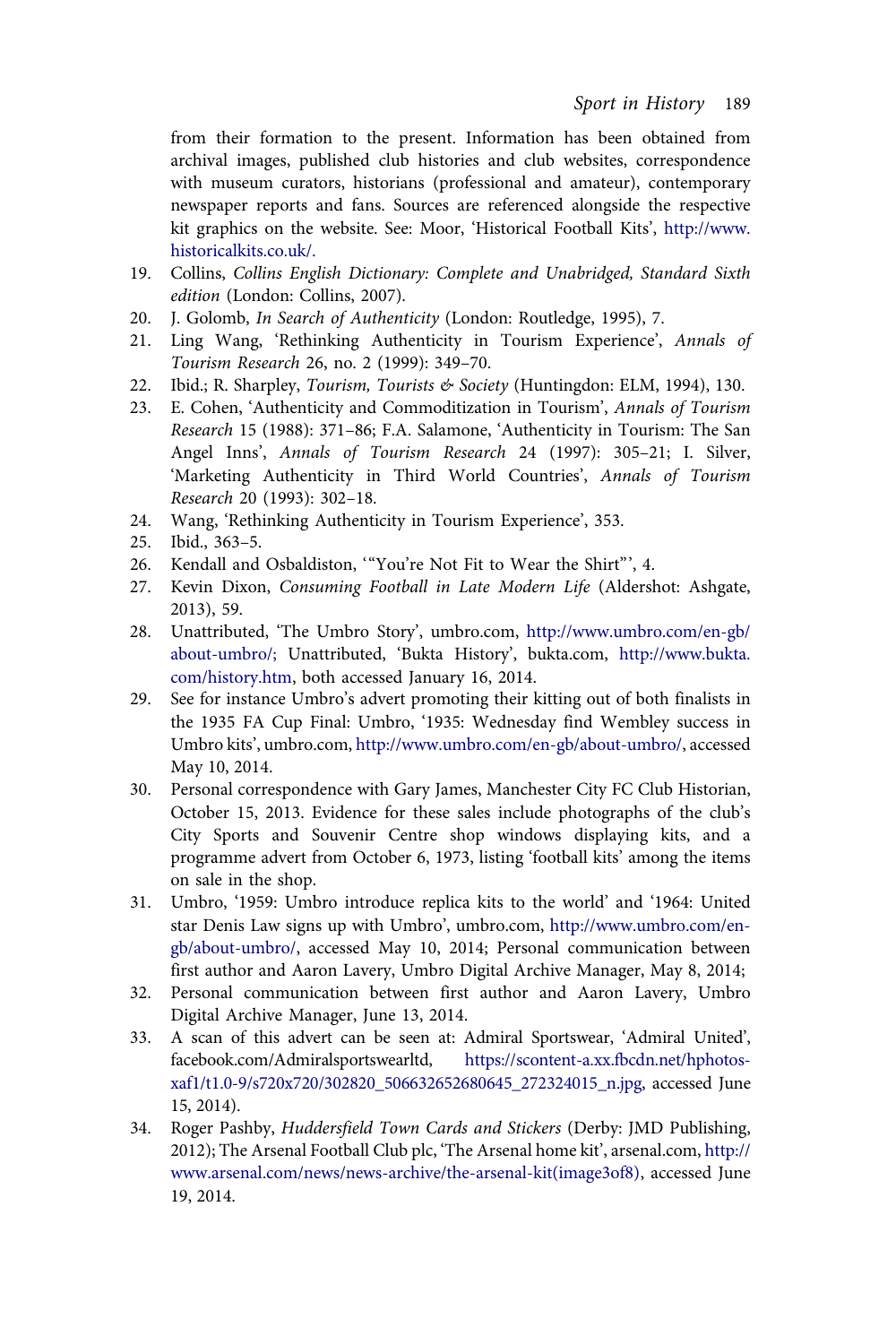from their formation to the present. Information has been obtained from archival images, published club histories and club websites, correspondence with museum curators, historians (professional and amateur), contemporary newspaper reports and fans. Sources are referenced alongside the respective kit graphics on the website. See: Moor, 'Historical Football Kits', http://www.historicalkits.co.uk/.

19. Collins, *Collins English Dictionary: Complete and Unabridged, Standard Sixth edition* (London: Collins, 2007).
20. J. Golomb, *In Search of Authenticity* (London: Routledge, 1995), 7.
21. Ling Wang, 'Rethinking Authenticity in Tourism Experience', *Annals of Tourism Research* 26, no. 2 (1999): 349–70.
22. Ibid.; R. Sharpley, *Tourism, Tourists & Society* (Huntingdon: ELM, 1994), 130.
23. E. Cohen, 'Authenticity and Commoditization in Tourism', *Annals of Tourism Research* 15 (1988): 371–86; F.A. Salamone, 'Authenticity in Tourism: The San Angel Inns', *Annals of Tourism Research* 24 (1997): 305–21; I. Silver, 'Marketing Authenticity in Third World Countries', *Annals of Tourism Research* 20 (1993): 302–18.
24. Wang, 'Rethinking Authenticity in Tourism Experience', 353.
25. Ibid., 363–5.
26. Kendall and Osbaldiston, '"You're Not Fit to Wear the Shirt"', 4.
27. Kevin Dixon, *Consuming Football in Late Modern Life* (Aldershot: Ashgate, 2013), 59.
28. Unattributed, 'The Umbro Story', umbro.com, http://www.umbro.com/en-gb/about-umbro/; Unattributed, 'Bukta History', bukta.com, http://www.bukta.com/history.htm, both accessed January 16, 2014.
29. See for instance Umbro's advert promoting their kitting out of both finalists in the 1935 FA Cup Final: Umbro, '1935: Wednesday find Wembley success in Umbro kits', umbro.com, http://www.umbro.com/en-gb/about-umbro/, accessed May 10, 2014.
30. Personal correspondence with Gary James, Manchester City FC Club Historian, October 15, 2013. Evidence for these sales include photographs of the club's City Sports and Souvenir Centre shop windows displaying kits, and a programme advert from October 6, 1973, listing 'football kits' among the items on sale in the shop.
31. Umbro, '1959: Umbro introduce replica kits to the world' and '1964: United star Denis Law signs up with Umbro', umbro.com, http://www.umbro.com/en-gb/about-umbro/, accessed May 10, 2014; Personal communication between first author and Aaron Lavery, Umbro Digital Archive Manager, May 8, 2014;
32. Personal communication between first author and Aaron Lavery, Umbro Digital Archive Manager, June 13, 2014.
33. A scan of this advert can be seen at: Admiral Sportswear, 'Admiral United', facebook.com/Admiralsportswearltd, https://scontent-a.xx.fbcdn.net/hphotos-xaf1/t1.0-9/s720x720/302820_506632652680645_272324015_n.jpg, accessed June 15, 2014).
34. Roger Pashby, *Huddersfield Town Cards and Stickers* (Derby: JMD Publishing, 2012); The Arsenal Football Club plc, 'The Arsenal home kit', arsenal.com, http://www.arsenal.com/news/news-archive/the-arsenal-kit(image3of8), accessed June 19, 2014.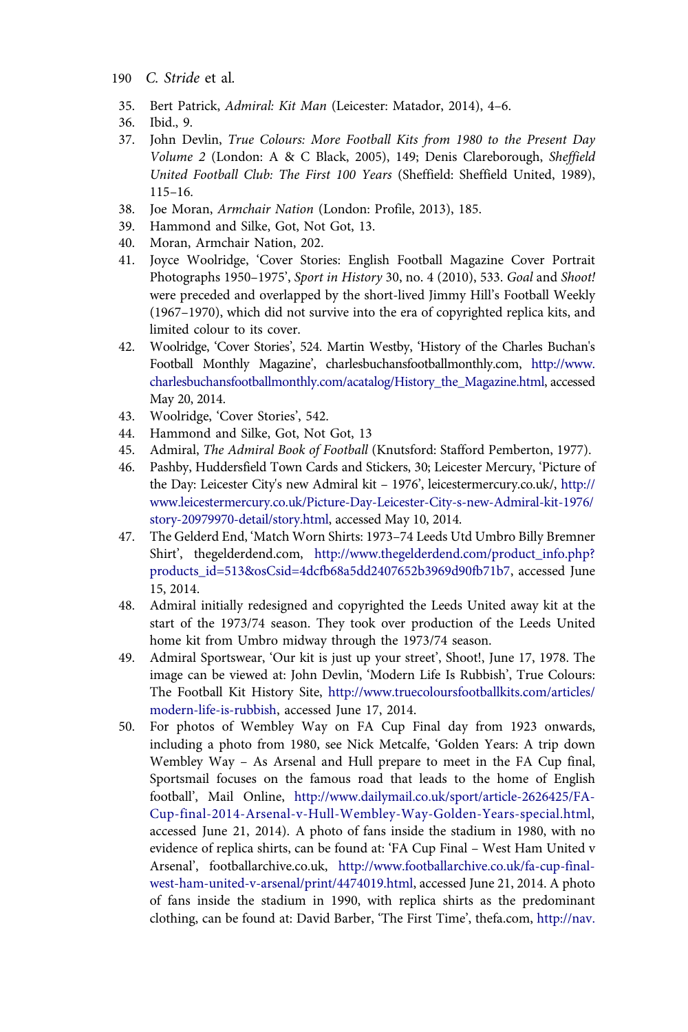35. Bert Patrick, *Admiral: Kit Man* (Leicester: Matador, 2014), 4–6.
36. Ibid., 9.
37. John Devlin, *True Colours: More Football Kits from 1980 to the Present Day Volume 2* (London: A & C Black, 2005), 149; Denis Clareborough, *Sheffield United Football Club: The First 100 Years* (Sheffield: Sheffield United, 1989), 115–16.
38. Joe Moran, *Armchair Nation* (London: Profile, 2013), 185.
39. Hammond and Silke, Got, Not Got, 13.
40. Moran, Armchair Nation, 202.
41. Joyce Woolridge, 'Cover Stories: English Football Magazine Cover Portrait Photographs 1950–1975', *Sport in History* 30, no. 4 (2010), 533. *Goal* and *Shoot!* were preceded and overlapped by the short-lived Jimmy Hill's Football Weekly (1967–1970), which did not survive into the era of copyrighted replica kits, and limited colour to its cover.
42. Woolridge, 'Cover Stories', 524. Martin Westby, 'History of the Charles Buchan's Football Monthly Magazine', charlesbuchansfootballmonthly.com, http://www.charlesbuchansfootballmonthly.com/acatalog/History_the_Magazine.html, accessed May 20, 2014.
43. Woolridge, 'Cover Stories', 542.
44. Hammond and Silke, Got, Not Got, 13
45. Admiral, *The Admiral Book of Football* (Knutsford: Stafford Pemberton, 1977).
46. Pashby, Huddersfield Town Cards and Stickers, 30; Leicester Mercury, 'Picture of the Day: Leicester City's new Admiral kit – 1976', leicestermercury.co.uk/, http://www.leicestermercury.co.uk/Picture-Day-Leicester-City-s-new-Admiral-kit-1976/story-20979970-detail/story.html, accessed May 10, 2014.
47. The Gelderd End, 'Match Worn Shirts: 1973–74 Leeds Utd Umbro Billy Bremner Shirt', thegelderdend.com, http://www.thegelderdend.com/product_info.php?products_id=513&osCsid=4dcfb68a5dd2407652b3969d90fb71b7, accessed June 15, 2014.
48. Admiral initially redesigned and copyrighted the Leeds United away kit at the start of the 1973/74 season. They took over production of the Leeds United home kit from Umbro midway through the 1973/74 season.
49. Admiral Sportswear, 'Our kit is just up your street', Shoot!, June 17, 1978. The image can be viewed at: John Devlin, 'Modern Life Is Rubbish', True Colours: The Football Kit History Site, http://www.truecoloursfootballkits.com/articles/modern-life-is-rubbish, accessed June 17, 2014.
50. For photos of Wembley Way on FA Cup Final day from 1923 onwards, including a photo from 1980, see Nick Metcalfe, 'Golden Years: A trip down Wembley Way – As Arsenal and Hull prepare to meet in the FA Cup final, Sportsmail focuses on the famous road that leads to the home of English football', Mail Online, http://www.dailymail.co.uk/sport/article-2626425/FA-Cup-final-2014-Arsenal-v-Hull-Wembley-Way-Golden-Years-special.html, accessed June 21, 2014). A photo of fans inside the stadium in 1980, with no evidence of replica shirts, can be found at: 'FA Cup Final – West Ham United v Arsenal', footballarchive.co.uk, http://www.footballarchive.co.uk/fa-cup-final-west-ham-united-v-arsenal/print/4474019.html, accessed June 21, 2014. A photo of fans inside the stadium in 1990, with replica shirts as the predominant clothing, can be found at: David Barber, 'The First Time', thefa.com, http://nav.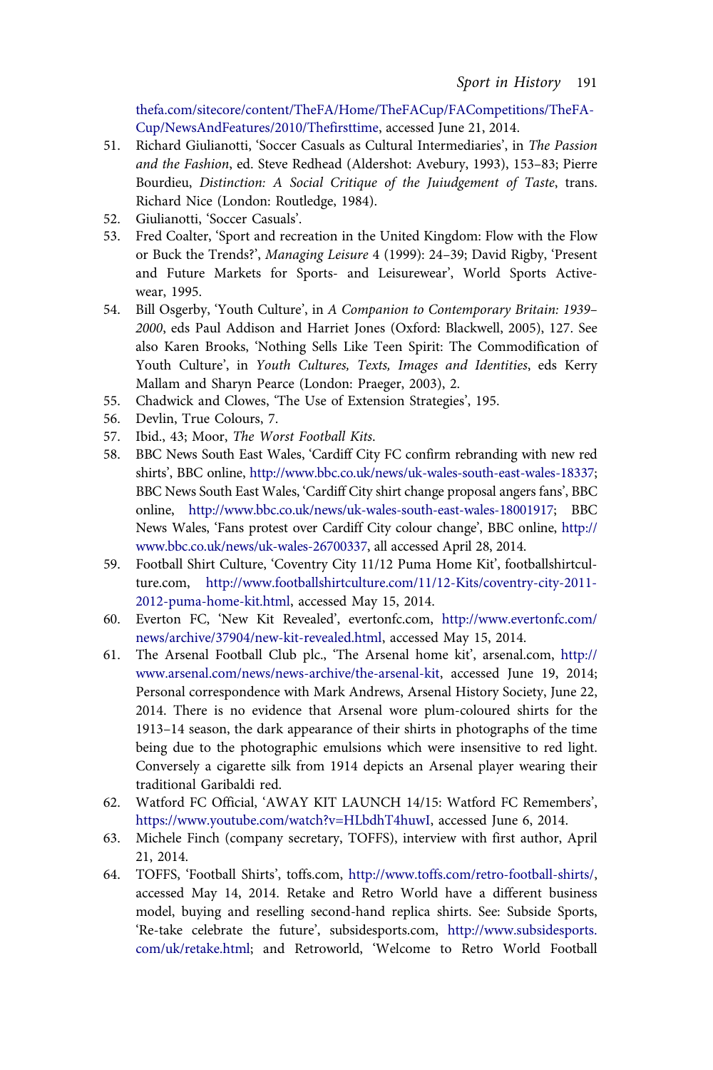thefa.com/sitecore/content/TheFA/Home/TheFACup/FACompetitions/TheFA-Cup/NewsAndFeatures/2010/Thefirsttime, accessed June 21, 2014.

51. Richard Giulianotti, 'Soccer Casuals as Cultural Intermediaries', in *The Passion and the Fashion*, ed. Steve Redhead (Aldershot: Avebury, 1993), 153–83; Pierre Bourdieu, *Distinction: A Social Critique of the Juiudgement of Taste*, trans. Richard Nice (London: Routledge, 1984).
52. Giulianotti, 'Soccer Casuals'.
53. Fred Coalter, 'Sport and recreation in the United Kingdom: Flow with the Flow or Buck the Trends?', *Managing Leisure* 4 (1999): 24–39; David Rigby, 'Present and Future Markets for Sports- and Leisurewear', World Sports Activewear, 1995.
54. Bill Osgerby, 'Youth Culture', in *A Companion to Contemporary Britain: 1939–2000*, eds Paul Addison and Harriet Jones (Oxford: Blackwell, 2005), 127. See also Karen Brooks, 'Nothing Sells Like Teen Spirit: The Commodification of Youth Culture', in *Youth Cultures, Texts, Images and Identities*, eds Kerry Mallam and Sharyn Pearce (London: Praeger, 2003), 2.
55. Chadwick and Clowes, 'The Use of Extension Strategies', 195.
56. Devlin, True Colours, 7.
57. Ibid., 43; Moor, *The Worst Football Kits*.
58. BBC News South East Wales, 'Cardiff City FC confirm rebranding with new red shirts', BBC online, http://www.bbc.co.uk/news/uk-wales-south-east-wales-18337; BBC News South East Wales, 'Cardiff City shirt change proposal angers fans', BBC online, http://www.bbc.co.uk/news/uk-wales-south-east-wales-18001917; BBC News Wales, 'Fans protest over Cardiff City colour change', BBC online, http://www.bbc.co.uk/news/uk-wales-26700337, all accessed April 28, 2014.
59. Football Shirt Culture, 'Coventry City 11/12 Puma Home Kit', footballshirtculture.com, http://www.footballshirtculture.com/11/12-Kits/coventry-city-2011-2012-puma-home-kit.html, accessed May 15, 2014.
60. Everton FC, 'New Kit Revealed', evertonfc.com, http://www.evertonfc.com/news/archive/37904/new-kit-revealed.html, accessed May 15, 2014.
61. The Arsenal Football Club plc., 'The Arsenal home kit', arsenal.com, http://www.arsenal.com/news/news-archive/the-arsenal-kit, accessed June 19, 2014; Personal correspondence with Mark Andrews, Arsenal History Society, June 22, 2014. There is no evidence that Arsenal wore plum-coloured shirts for the 1913–14 season, the dark appearance of their shirts in photographs of the time being due to the photographic emulsions which were insensitive to red light. Conversely a cigarette silk from 1914 depicts an Arsenal player wearing their traditional Garibaldi red.
62. Watford FC Official, 'AWAY KIT LAUNCH 14/15: Watford FC Remembers', https://www.youtube.com/watch?v=HLbdhT4huwI, accessed June 6, 2014.
63. Michele Finch (company secretary, TOFFS), interview with first author, April 21, 2014.
64. TOFFS, 'Football Shirts', toffs.com, http://www.toffs.com/retro-football-shirts/, accessed May 14, 2014. Retake and Retro World have a different business model, buying and reselling second-hand replica shirts. See: Subside Sports, 'Re-take celebrate the future', subsidesports.com, http://www.subsidesports.com/uk/retake.html; and Retroworld, 'Welcome to Retro World Football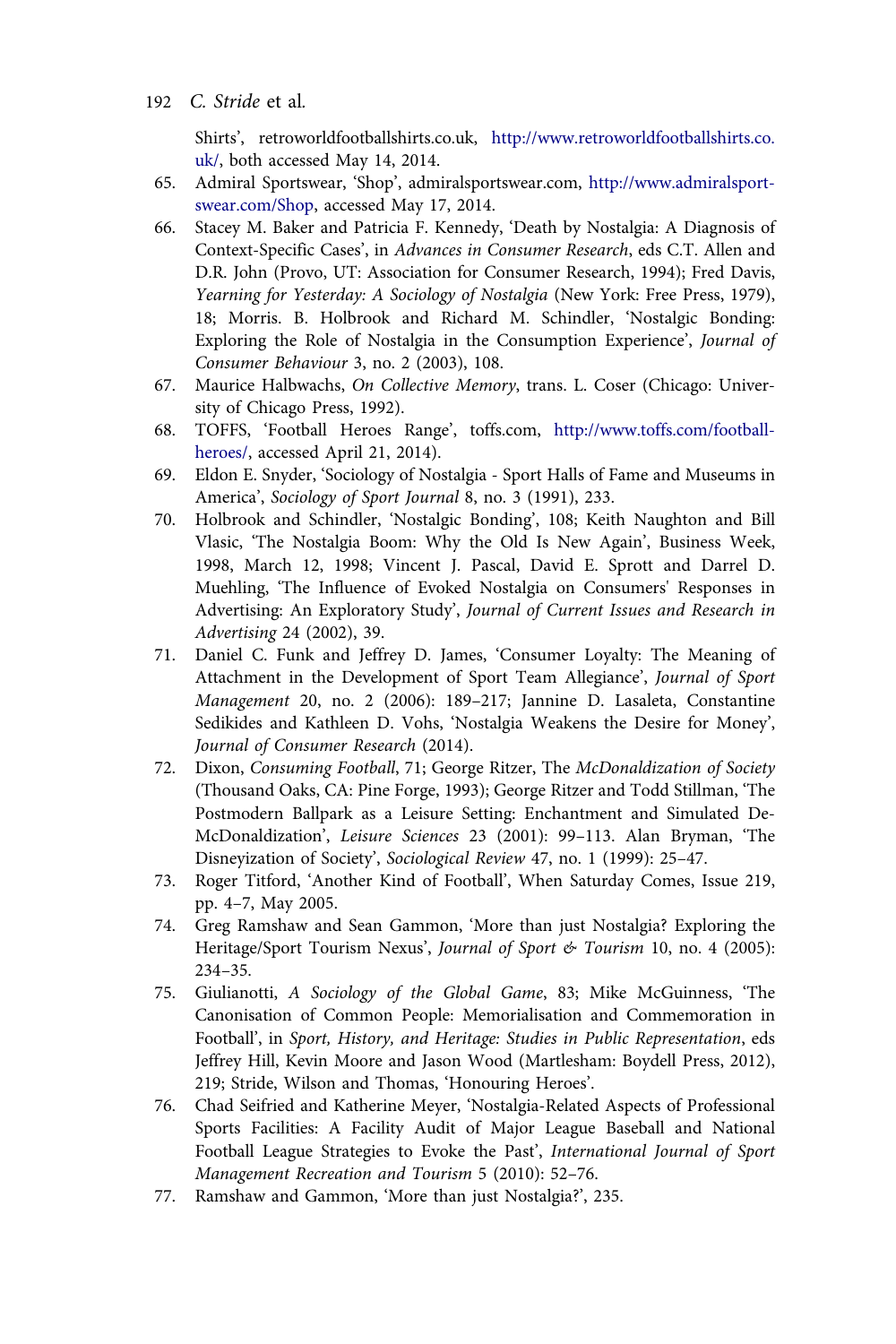Shirts', retroworldfootballshirts.co.uk, http://www.retroworldfootballshirts.co.uk/, both accessed May 14, 2014.

65. Admiral Sportswear, 'Shop', admiralsportswear.com, http://www.admiralsportswear.com/Shop, accessed May 17, 2014.
66. Stacey M. Baker and Patricia F. Kennedy, 'Death by Nostalgia: A Diagnosis of Context-Specific Cases', in *Advances in Consumer Research*, eds C.T. Allen and D.R. John (Provo, UT: Association for Consumer Research, 1994); Fred Davis, *Yearning for Yesterday: A Sociology of Nostalgia* (New York: Free Press, 1979), 18; Morris. B. Holbrook and Richard M. Schindler, 'Nostalgic Bonding: Exploring the Role of Nostalgia in the Consumption Experience', *Journal of Consumer Behaviour* 3, no. 2 (2003), 108.
67. Maurice Halbwachs, *On Collective Memory*, trans. L. Coser (Chicago: University of Chicago Press, 1992).
68. TOFFS, 'Football Heroes Range', toffs.com, http://www.toffs.com/football-heroes/, accessed April 21, 2014).
69. Eldon E. Snyder, 'Sociology of Nostalgia - Sport Halls of Fame and Museums in America', *Sociology of Sport Journal* 8, no. 3 (1991), 233.
70. Holbrook and Schindler, 'Nostalgic Bonding', 108; Keith Naughton and Bill Vlasic, 'The Nostalgia Boom: Why the Old Is New Again', Business Week, 1998, March 12, 1998; Vincent J. Pascal, David E. Sprott and Darrel D. Muehling, 'The Influence of Evoked Nostalgia on Consumers' Responses in Advertising: An Exploratory Study', *Journal of Current Issues and Research in Advertising* 24 (2002), 39.
71. Daniel C. Funk and Jeffrey D. James, 'Consumer Loyalty: The Meaning of Attachment in the Development of Sport Team Allegiance', *Journal of Sport Management* 20, no. 2 (2006): 189–217; Jannine D. Lasaleta, Constantine Sedikides and Kathleen D. Vohs, 'Nostalgia Weakens the Desire for Money', *Journal of Consumer Research* (2014).
72. Dixon, *Consuming Football*, 71; George Ritzer, The *McDonaldization of Society* (Thousand Oaks, CA: Pine Forge, 1993); George Ritzer and Todd Stillman, 'The Postmodern Ballpark as a Leisure Setting: Enchantment and Simulated De-McDonaldization', *Leisure Sciences* 23 (2001): 99–113. Alan Bryman, 'The Disneyization of Society', *Sociological Review* 47, no. 1 (1999): 25–47.
73. Roger Titford, 'Another Kind of Football', When Saturday Comes, Issue 219, pp. 4–7, May 2005.
74. Greg Ramshaw and Sean Gammon, 'More than just Nostalgia? Exploring the Heritage/Sport Tourism Nexus', *Journal of Sport & Tourism* 10, no. 4 (2005): 234–35.
75. Giulianotti, *A Sociology of the Global Game*, 83; Mike McGuinness, 'The Canonisation of Common People: Memorialisation and Commemoration in Football', in *Sport, History, and Heritage: Studies in Public Representation*, eds Jeffrey Hill, Kevin Moore and Jason Wood (Martlesham: Boydell Press, 2012), 219; Stride, Wilson and Thomas, 'Honouring Heroes'.
76. Chad Seifried and Katherine Meyer, 'Nostalgia-Related Aspects of Professional Sports Facilities: A Facility Audit of Major League Baseball and National Football League Strategies to Evoke the Past', *International Journal of Sport Management Recreation and Tourism* 5 (2010): 52–76.
77. Ramshaw and Gammon, 'More than just Nostalgia?', 235.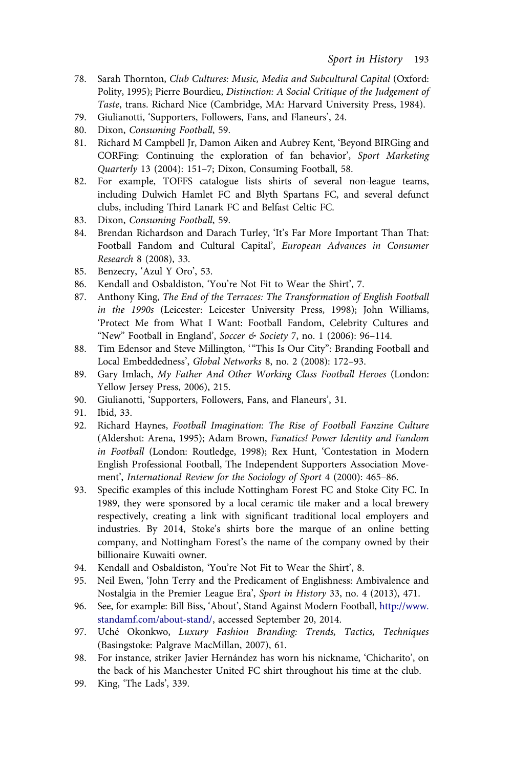78. Sarah Thornton, *Club Cultures: Music, Media and Subcultural Capital* (Oxford: Polity, 1995); Pierre Bourdieu, *Distinction: A Social Critique of the Judgement of Taste*, trans. Richard Nice (Cambridge, MA: Harvard University Press, 1984).
79. Giulianotti, 'Supporters, Followers, Fans, and Flaneurs', 24.
80. Dixon, *Consuming Football*, 59.
81. Richard M Campbell Jr, Damon Aiken and Aubrey Kent, 'Beyond BIRGing and CORFing: Continuing the exploration of fan behavior', *Sport Marketing Quarterly* 13 (2004): 151–7; Dixon, Consuming Football, 58.
82. For example, TOFFS catalogue lists shirts of several non-league teams, including Dulwich Hamlet FC and Blyth Spartans FC, and several defunct clubs, including Third Lanark FC and Belfast Celtic FC.
83. Dixon, *Consuming Football*, 59.
84. Brendan Richardson and Darach Turley, 'It's Far More Important Than That: Football Fandom and Cultural Capital', *European Advances in Consumer Research* 8 (2008), 33.
85. Benzecry, 'Azul Y Oro', 53.
86. Kendall and Osbaldiston, 'You're Not Fit to Wear the Shirt', 7.
87. Anthony King, *The End of the Terraces: The Transformation of English Football in the 1990s* (Leicester: Leicester University Press, 1998); John Williams, 'Protect Me from What I Want: Football Fandom, Celebrity Cultures and "New" Football in England', *Soccer & Society* 7, no. 1 (2006): 96–114.
88. Tim Edensor and Steve Millington, '"This Is Our City": Branding Football and Local Embeddedness', *Global Networks* 8, no. 2 (2008): 172–93.
89. Gary Imlach, *My Father And Other Working Class Football Heroes* (London: Yellow Jersey Press, 2006), 215.
90. Giulianotti, 'Supporters, Followers, Fans, and Flaneurs', 31.
91. Ibid, 33.
92. Richard Haynes, *Football Imagination: The Rise of Football Fanzine Culture* (Aldershot: Arena, 1995); Adam Brown, *Fanatics! Power Identity and Fandom in Football* (London: Routledge, 1998); Rex Hunt, 'Contestation in Modern English Professional Football, The Independent Supporters Association Movement', *International Review for the Sociology of Sport* 4 (2000): 465–86.
93. Specific examples of this include Nottingham Forest FC and Stoke City FC. In 1989, they were sponsored by a local ceramic tile maker and a local brewery respectively, creating a link with significant traditional local employers and industries. By 2014, Stoke's shirts bore the marque of an online betting company, and Nottingham Forest's the name of the company owned by their billionaire Kuwaiti owner.
94. Kendall and Osbaldiston, 'You're Not Fit to Wear the Shirt', 8.
95. Neil Ewen, 'John Terry and the Predicament of Englishness: Ambivalence and Nostalgia in the Premier League Era', *Sport in History* 33, no. 4 (2013), 471.
96. See, for example: Bill Biss, 'About', Stand Against Modern Football, http://www.standamf.com/about-stand/, accessed September 20, 2014.
97. Uché Okonkwo, *Luxury Fashion Branding: Trends, Tactics, Techniques* (Basingstoke: Palgrave MacMillan, 2007), 61.
98. For instance, striker Javier Hernández has worn his nickname, 'Chicharito', on the back of his Manchester United FC shirt throughout his time at the club.
99. King, 'The Lads', 339.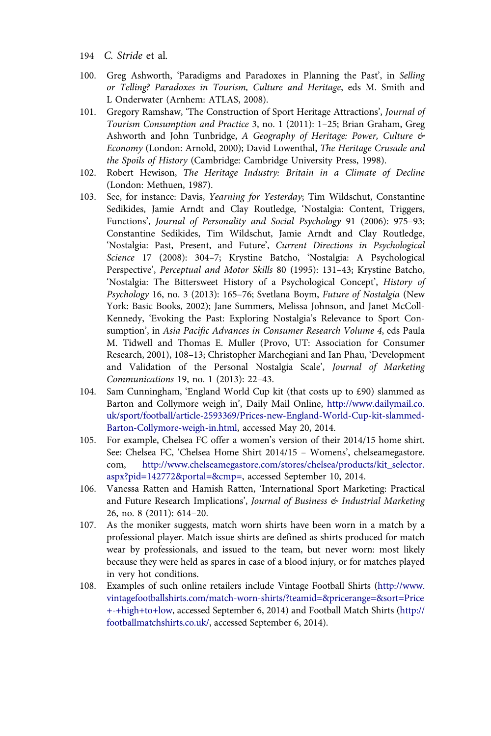100. Greg Ashworth, 'Paradigms and Paradoxes in Planning the Past', in *Selling or Telling? Paradoxes in Tourism, Culture and Heritage*, eds M. Smith and L Onderwater (Arnhem: ATLAS, 2008).
101. Gregory Ramshaw, 'The Construction of Sport Heritage Attractions', *Journal of Tourism Consumption and Practice* 3, no. 1 (2011): 1–25; Brian Graham, Greg Ashworth and John Tunbridge, *A Geography of Heritage: Power, Culture & Economy* (London: Arnold, 2000); David Lowenthal, *The Heritage Crusade and the Spoils of History* (Cambridge: Cambridge University Press, 1998).
102. Robert Hewison, *The Heritage Industry: Britain in a Climate of Decline* (London: Methuen, 1987).
103. See, for instance: Davis, *Yearning for Yesterday*; Tim Wildschut, Constantine Sedikides, Jamie Arndt and Clay Routledge, 'Nostalgia: Content, Triggers, Functions', *Journal of Personality and Social Psychology* 91 (2006): 975–93; Constantine Sedikides, Tim Wildschut, Jamie Arndt and Clay Routledge, 'Nostalgia: Past, Present, and Future', *Current Directions in Psychological Science* 17 (2008): 304–7; Krystine Batcho, 'Nostalgia: A Psychological Perspective', *Perceptual and Motor Skills* 80 (1995): 131–43; Krystine Batcho, 'Nostalgia: The Bittersweet History of a Psychological Concept', *History of Psychology* 16, no. 3 (2013): 165–76; Svetlana Boym, *Future of Nostalgia* (New York: Basic Books, 2002); Jane Summers, Melissa Johnson, and Janet McColl-Kennedy, 'Evoking the Past: Exploring Nostalgia's Relevance to Sport Consumption', in *Asia Pacific Advances in Consumer Research Volume 4*, eds Paula M. Tidwell and Thomas E. Muller (Provo, UT: Association for Consumer Research, 2001), 108–13; Christopher Marchegiani and Ian Phau, 'Development and Validation of the Personal Nostalgia Scale', *Journal of Marketing Communications* 19, no. 1 (2013): 22–43.
104. Sam Cunningham, 'England World Cup kit (that costs up to £90) slammed as Barton and Collymore weigh in', Daily Mail Online, http://www.dailymail.co.uk/sport/football/article-2593369/Prices-new-England-World-Cup-kit-slammed-Barton-Collymore-weigh-in.html, accessed May 20, 2014.
105. For example, Chelsea FC offer a women's version of their 2014/15 home shirt. See: Chelsea FC, 'Chelsea Home Shirt 2014/15 – Womens', chelseamegastore.com, http://www.chelseamegastore.com/stores/chelsea/products/kit_selector.aspx?pid=142772&portal=&cmp=, accessed September 10, 2014.
106. Vanessa Ratten and Hamish Ratten, 'International Sport Marketing: Practical and Future Research Implications', *Journal of Business & Industrial Marketing* 26, no. 8 (2011): 614–20.
107. As the moniker suggests, match worn shirts have been worn in a match by a professional player. Match issue shirts are defined as shirts produced for match wear by professionals, and issued to the team, but never worn: most likely because they were held as spares in case of a blood injury, or for matches played in very hot conditions.
108. Examples of such online retailers include Vintage Football Shirts (http://www.vintagefootballshirts.com/match-worn-shirts/?teamid=&pricerange=&sort=Price+-+high+to+low, accessed September 6, 2014) and Football Match Shirts (http://footballmatchshirts.co.uk/, accessed September 6, 2014).